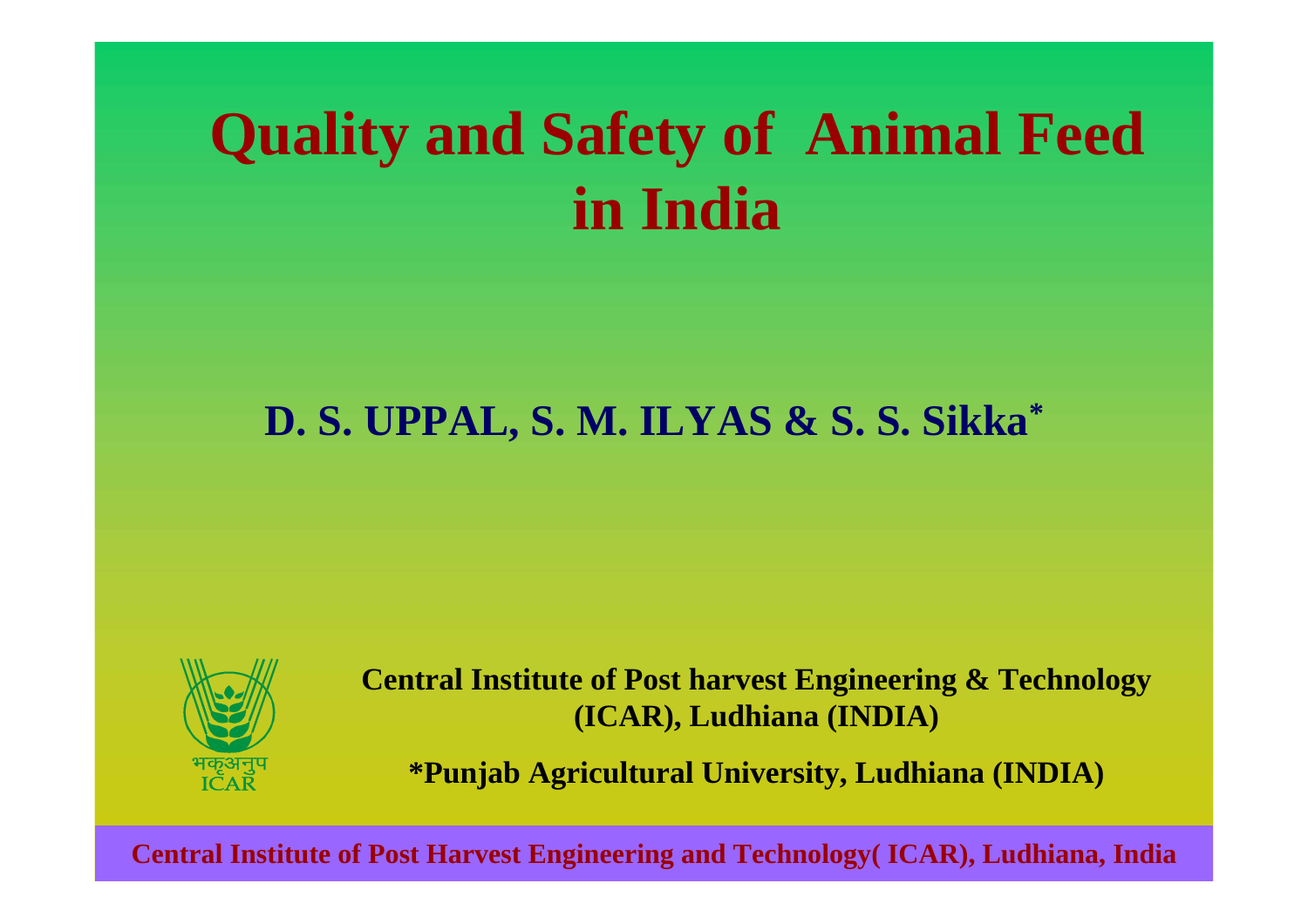# Quality and Safety of Animal Feed in India

**D. S. UPPAL, S. M. ILYAS & S. S. Sikka***

भकृअनुप
ICAR

**Central Institute of Post harvest Engineering & Technology (ICAR), Ludhiana (INDIA)**

***Punjab Agricultural University, Ludhiana (INDIA)**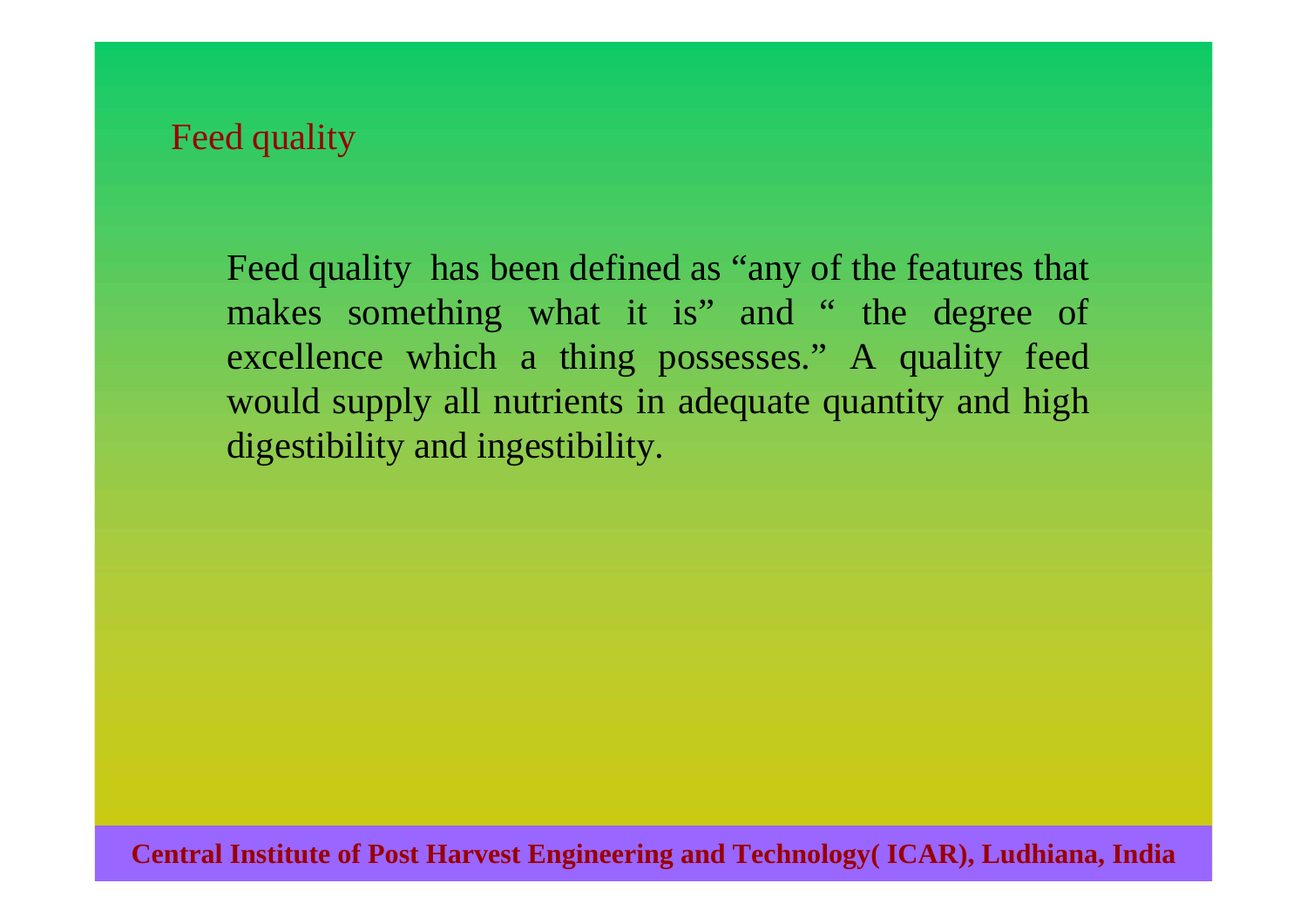## Feed quality

Feed quality has been defined as “any of the features that makes something what it is” and “ the degree of excellence which a thing possesses.” A quality feed would supply all nutrients in adequate quantity and high digestibility and ingestibility.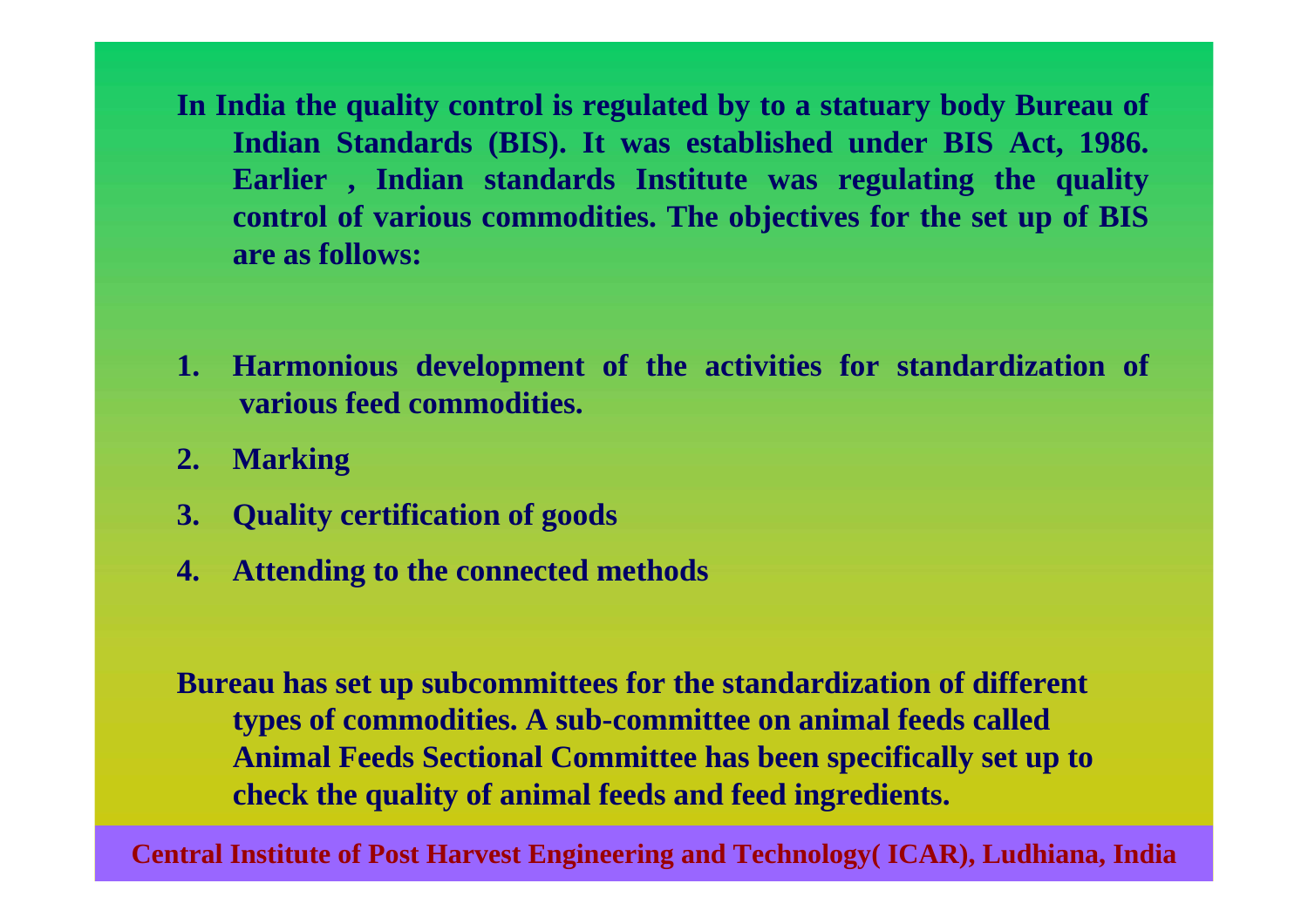In India the quality control is regulated by to a statuary body Bureau of Indian Standards (BIS). It was established under BIS Act, 1986. Earlier , Indian standards Institute was regulating the quality control of various commodities. The objectives for the set up of BIS are as follows:

1. Harmonious development of the activities for standardization of various feed commodities.
2. Marking
3. Quality certification of goods
4. Attending to the connected methods

Bureau has set up subcommittees for the standardization of different types of commodities. A sub-committee on animal feeds called Animal Feeds Sectional Committee has been specifically set up to check the quality of animal feeds and feed ingredients.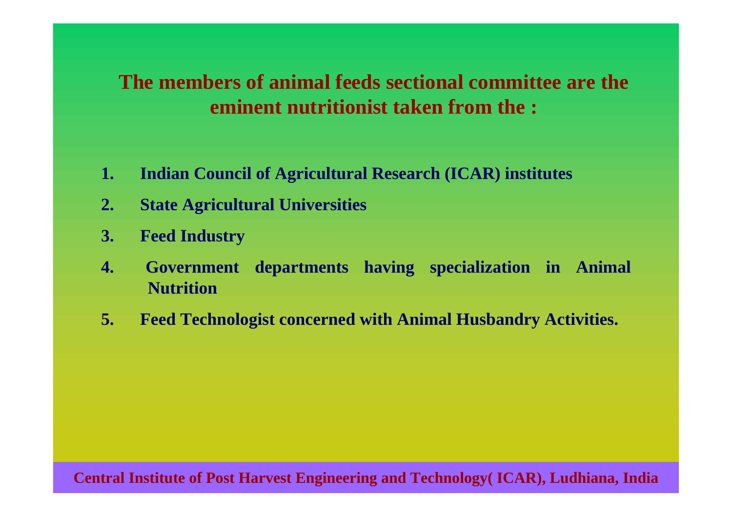## The members of animal feeds sectional committee are the eminent nutritionist taken from the :

1. **Indian Council of Agricultural Research (ICAR) institutes**
2. **State Agricultural Universities**
3. **Feed Industry**
4. **Government departments having specialization in Animal Nutrition**
5. **Feed Technologist concerned with Animal Husbandry Activities.**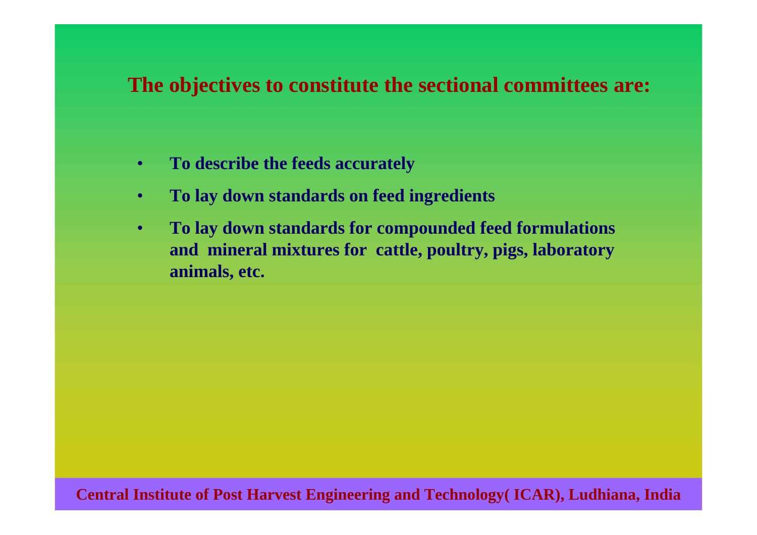## The objectives to constitute the sectional committees are:

- **To describe the feeds accurately**
- **To lay down standards on feed ingredients**
- **To lay down standards for compounded feed formulations and mineral mixtures for cattle, poultry, pigs, laboratory animals, etc.**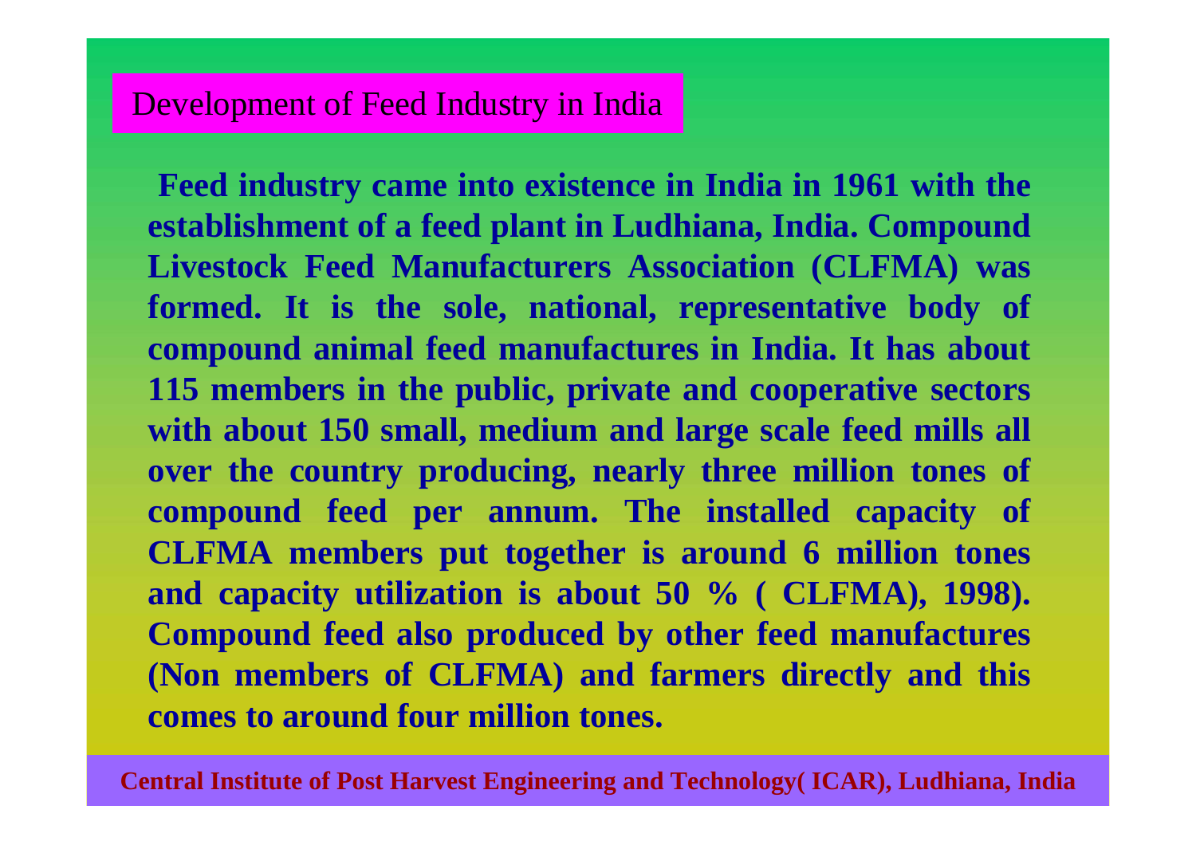## Development of Feed Industry in India

**Feed industry came into existence in India in 1961 with the establishment of a feed plant in Ludhiana, India. Compound Livestock Feed Manufacturers Association (CLFMA) was formed. It is the sole, national, representative body of compound animal feed manufactures in India. It has about 115 members in the public, private and cooperative sectors with about 150 small, medium and large scale feed mills all over the country producing, nearly three million tones of compound feed per annum. The installed capacity of CLFMA members put together is around 6 million tones and capacity utilization is about 50 % ( CLFMA), 1998). Compound feed also produced by other feed manufactures (Non members of CLFMA) and farmers directly and this comes to around four million tones.**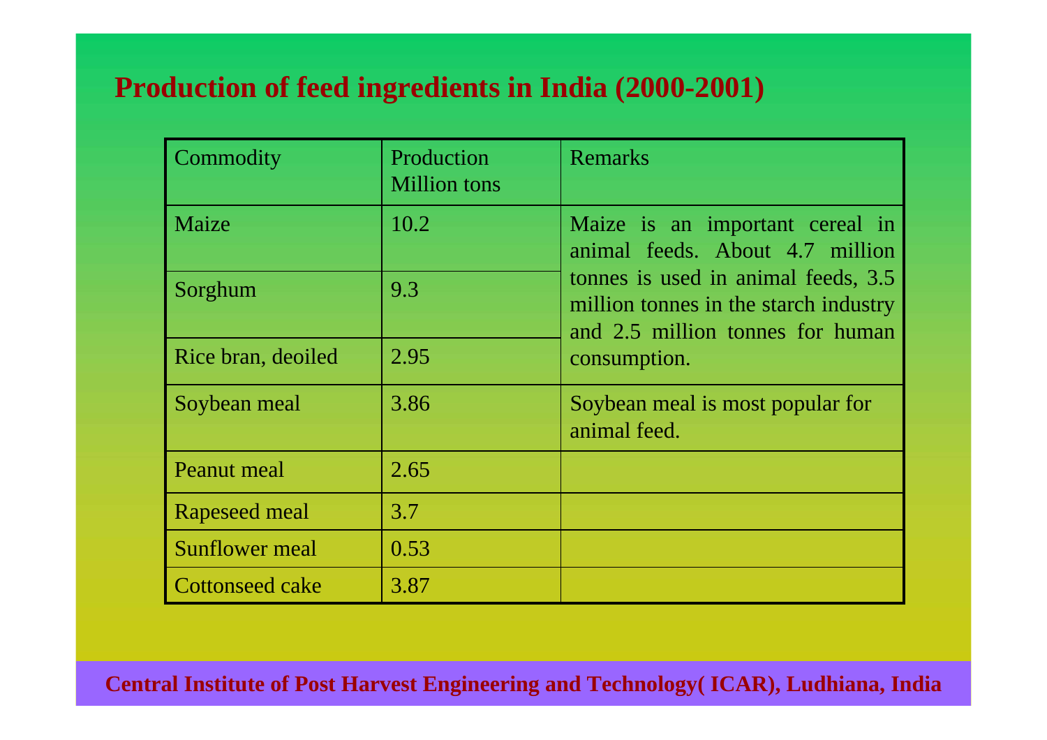## Production of feed ingredients in India (2000-2001)

| Commodity | Production Million tons | Remarks |
|---|---|---|
| Maize | 10.2 | Maize is an important cereal in animal feeds. About 4.7 million tonnes is used in animal feeds, 3.5 million tonnes in the starch industry and 2.5 million tonnes for human consumption. |
| Sorghum | 9.3 | |
| Rice bran, deoiled | 2.95 | |
| Soybean meal | 3.86 | Soybean meal is most popular for animal feed. |
| Peanut meal | 2.65 | |
| Rapeseed meal | 3.7 | |
| Sunflower meal | 0.53 | |
| Cottonseed cake | 3.87 | |

**Central Institute of Post Harvest Engineering and Technology( ICAR), Ludhiana, India**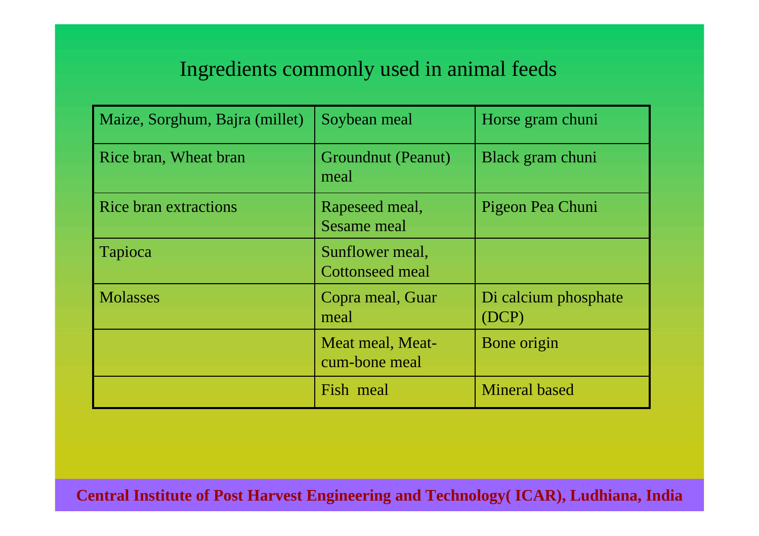# Ingredients commonly used in animal feeds

| | | |
|---|---|---|
| Maize, Sorghum, Bajra (millet) | Soybean meal | Horse gram chuni |
| Rice bran, Wheat bran | Groundnut (Peanut) meal | Black gram chuni |
| Rice bran extractions | Rapeseed meal, Sesame meal | Pigeon Pea Chuni |
| Tapioca | Sunflower meal, Cottonseed meal | |
| Molasses | Copra meal, Guar meal | Di calcium phosphate (DCP) |
| | Meat meal, Meat-cum-bone meal | Bone origin |
| | Fish meal | Mineral based |

**Central Institute of Post Harvest Engineering and Technology( ICAR), Ludhiana, India**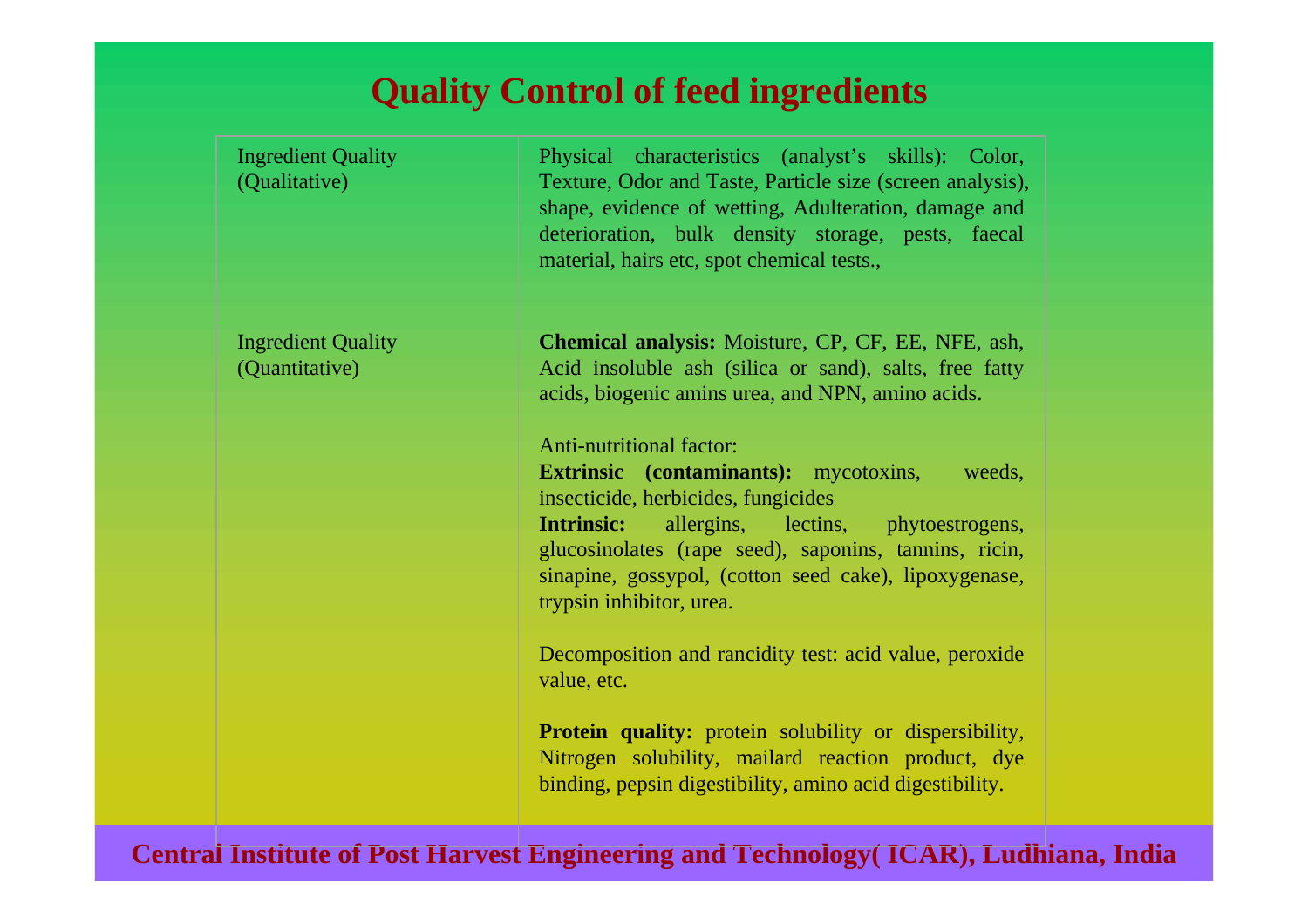# Quality Control of feed ingredients

| | |
|---|---|
| Ingredient Quality (Qualitative) | Physical characteristics (analyst's skills): Color, Texture, Odor and Taste, Particle size (screen analysis), shape, evidence of wetting, Adulteration, damage and deterioration, bulk density storage, pests, faecal material, hairs etc, spot chemical tests., |
| Ingredient Quality (Quantitative) | **Chemical analysis:** Moisture, CP, CF, EE, NFE, ash, Acid insoluble ash (silica or sand), salts, free fatty acids, biogenic amins urea, and NPN, amino acids.<br><br>Anti-nutritional factor:<br>**Extrinsic (contaminants):** mycotoxins, weeds, insecticide, herbicides, fungicides<br>**Intrinsic:** allergins, lectins, phytoestrogens, glucosinolates (rape seed), saponins, tannins, ricin, sinapine, gossypol, (cotton seed cake), lipoxygenase, trypsin inhibitor, urea.<br><br>Decomposition and rancidity test: acid value, peroxide value, etc.<br><br>**Protein quality:** protein solubility or dispersibility, Nitrogen solubility, mailard reaction product, dye binding, pepsin digestibility, amino acid digestibility. |

Central Institute of Post Harvest Engineering and Technology( ICAR), Ludhiana, India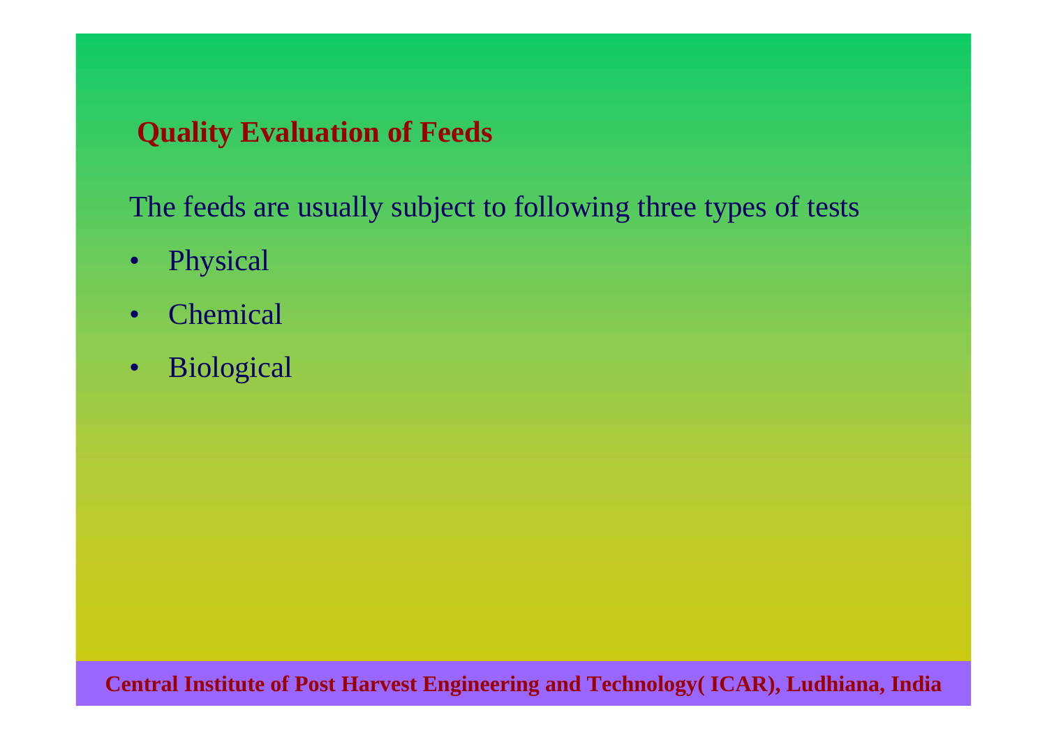## Quality Evaluation of Feeds

The feeds are usually subject to following three types of tests

- Physical
- Chemical
- Biological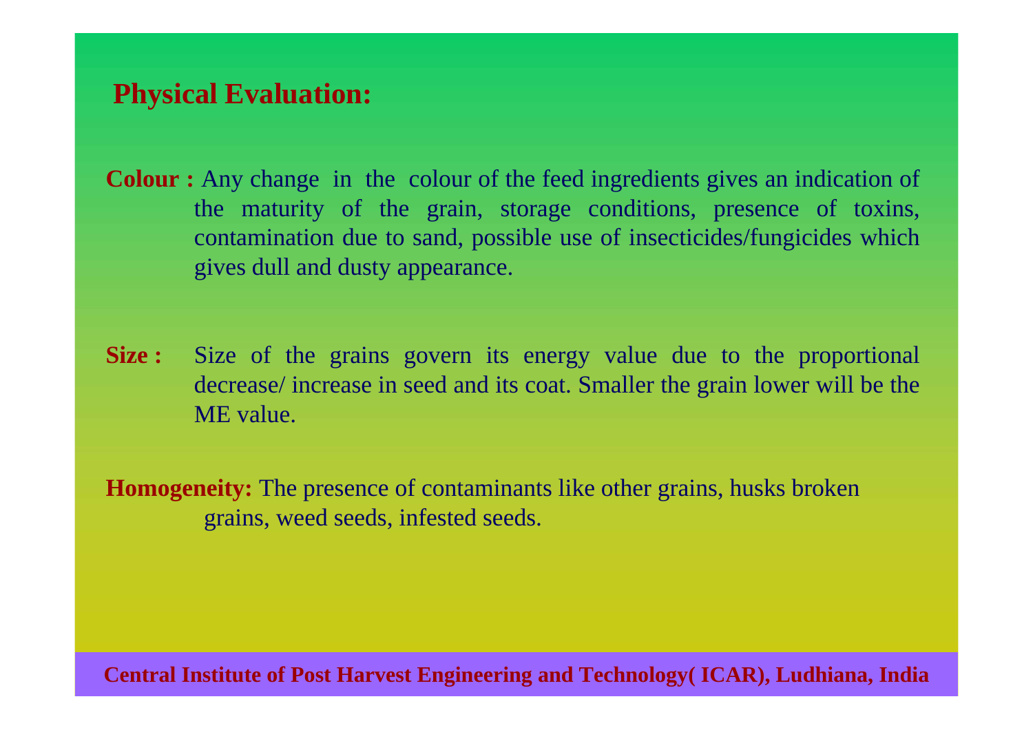## Physical Evaluation:

**Colour :** Any change in the colour of the feed ingredients gives an indication of the maturity of the grain, storage conditions, presence of toxins, contamination due to sand, possible use of insecticides/fungicides which gives dull and dusty appearance.

**Size :** Size of the grains govern its energy value due to the proportional decrease/ increase in seed and its coat. Smaller the grain lower will be the ME value.

**Homogeneity:** The presence of contaminants like other grains, husks broken grains, weed seeds, infested seeds.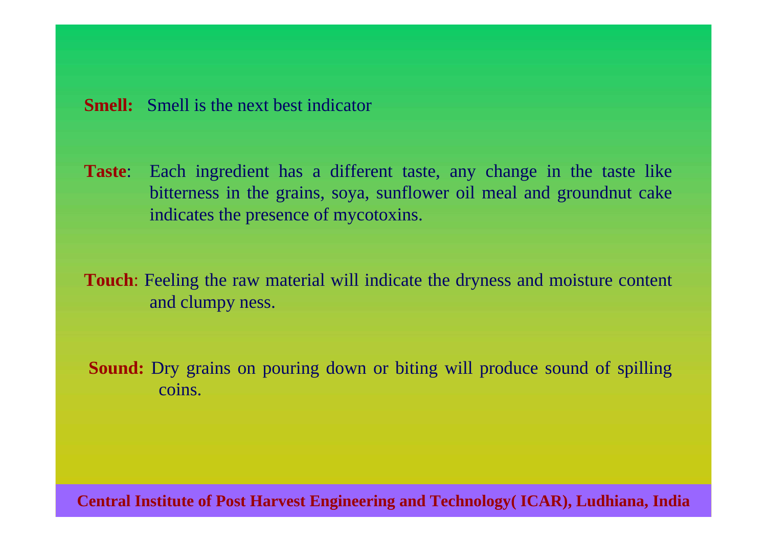**Smell:** Smell is the next best indicator

**Taste**: Each ingredient has a different taste, any change in the taste like bitterness in the grains, soya, sunflower oil meal and groundnut cake indicates the presence of mycotoxins.

**Touch**: Feeling the raw material will indicate the dryness and moisture content and clumpy ness.

**Sound:** Dry grains on pouring down or biting will produce sound of spilling coins.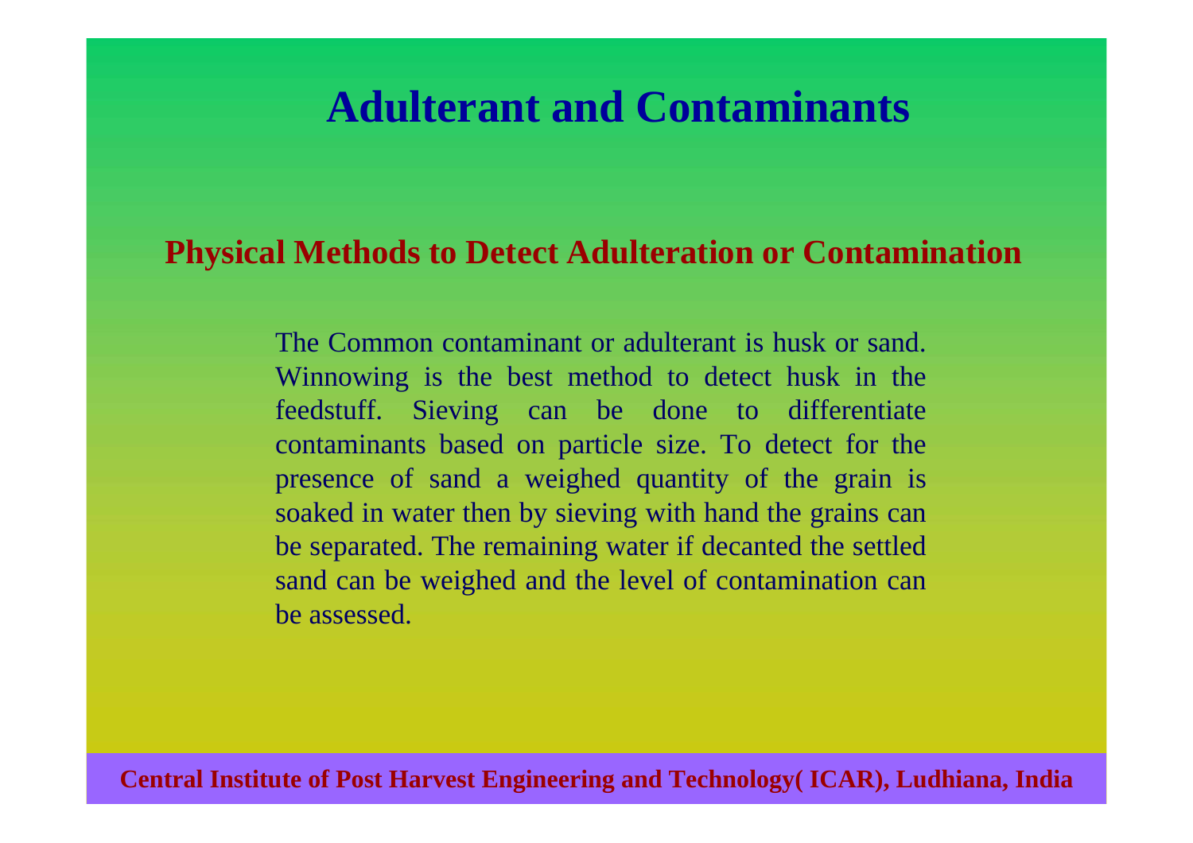# Adulterant and Contaminants

## Physical Methods to Detect Adulteration or Contamination

The Common contaminant or adulterant is husk or sand. Winnowing is the best method to detect husk in the feedstuff. Sieving can be done to differentiate contaminants based on particle size. To detect for the presence of sand a weighed quantity of the grain is soaked in water then by sieving with hand the grains can be separated. The remaining water if decanted the settled sand can be weighed and the level of contamination can be assessed.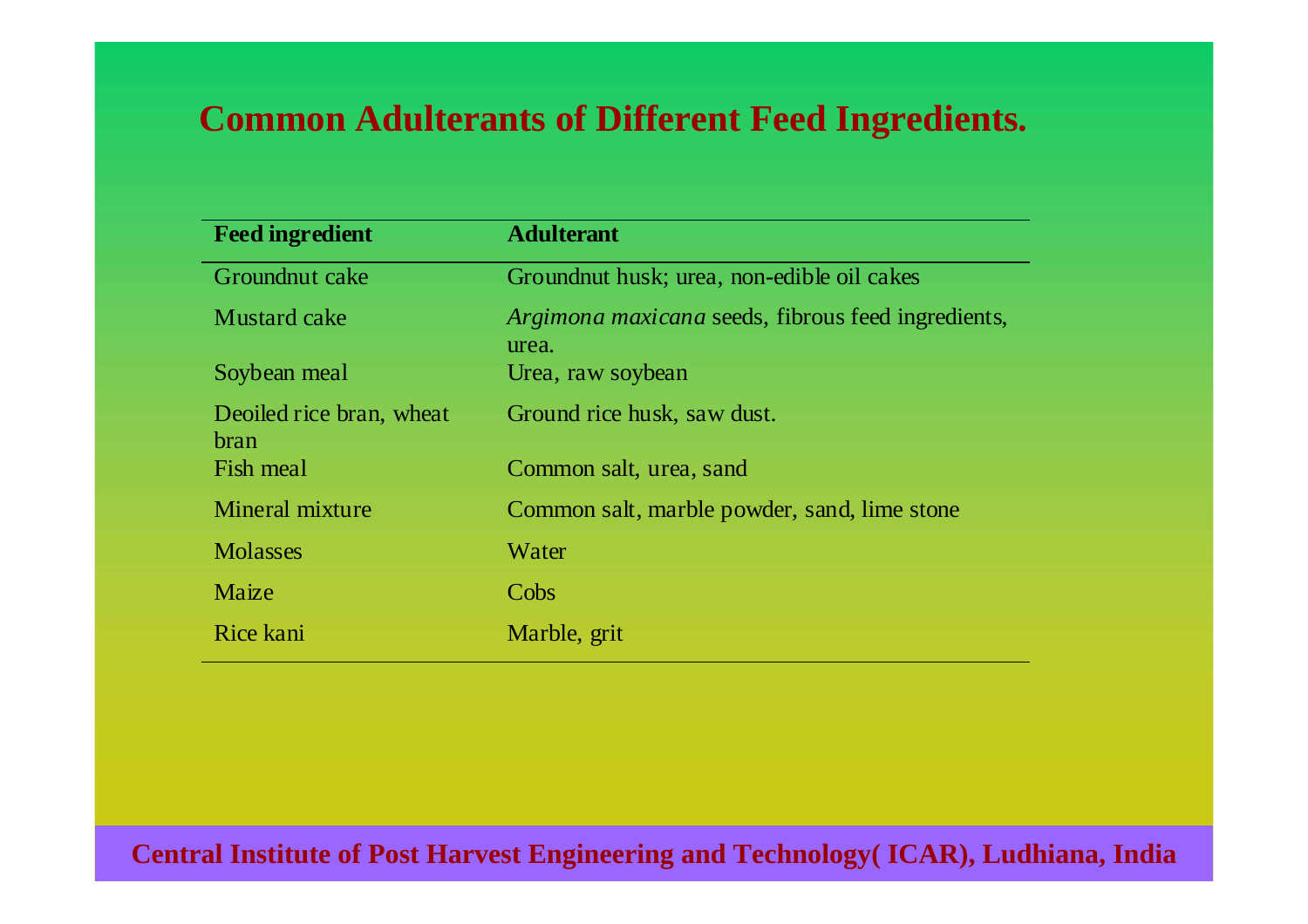# Common Adulterants of Different Feed Ingredients.

| Feed ingredient | Adulterant |
|---|---|
| Groundnut cake | Groundnut husk; urea, non-edible oil cakes |
| Mustard cake | *Argimona maxicana* seeds, fibrous feed ingredients, urea. |
| Soybean meal | Urea, raw soybean |
| Deoiled rice bran, wheat bran | Ground rice husk, saw dust. |
| Fish meal | Common salt, urea, sand |
| Mineral mixture | Common salt, marble powder, sand, lime stone |
| Molasses | Water |
| Maize | Cobs |
| Rice kani | Marble, grit |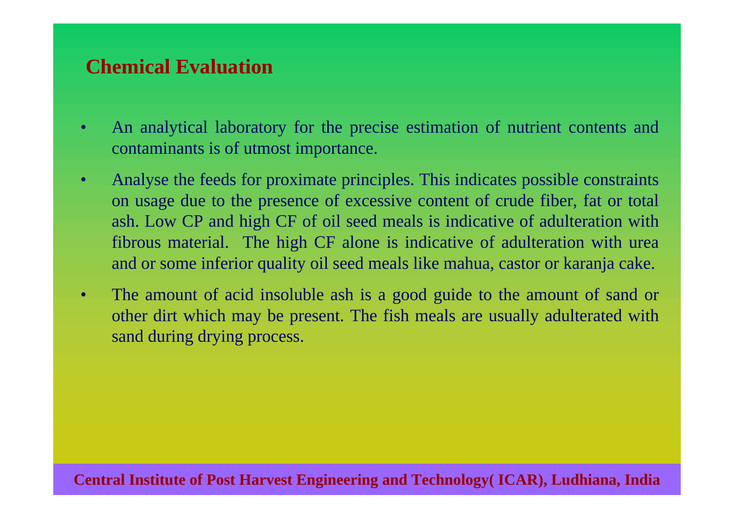## Chemical Evaluation

- An analytical laboratory for the precise estimation of nutrient contents and contaminants is of utmost importance.
- Analyse the feeds for proximate principles. This indicates possible constraints on usage due to the presence of excessive content of crude fiber, fat or total ash. Low CP and high CF of oil seed meals is indicative of adulteration with fibrous material. The high CF alone is indicative of adulteration with urea and or some inferior quality oil seed meals like mahua, castor or karanja cake.
- The amount of acid insoluble ash is a good guide to the amount of sand or other dirt which may be present. The fish meals are usually adulterated with sand during drying process.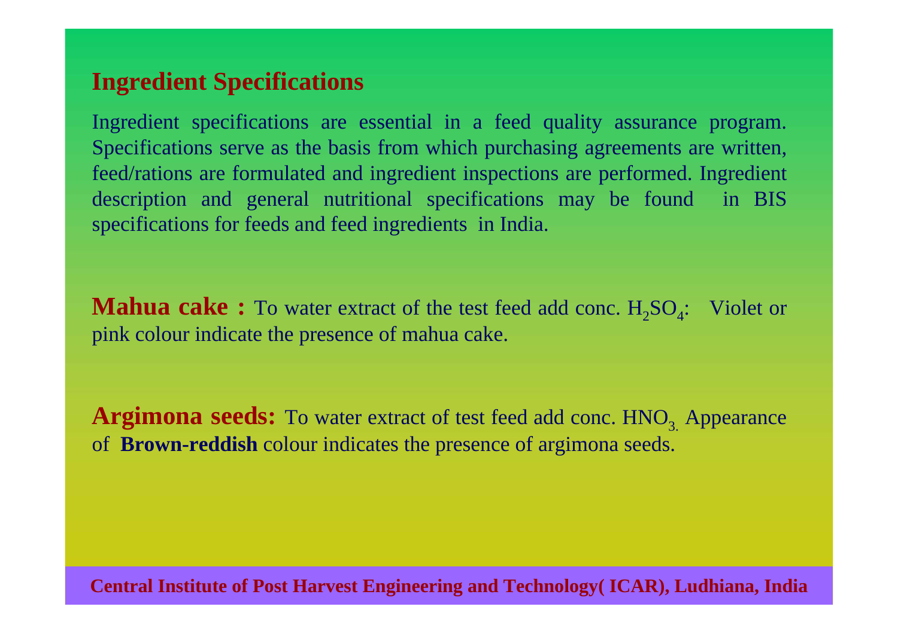## Ingredient Specifications

Ingredient specifications are essential in a feed quality assurance program. Specifications serve as the basis from which purchasing agreements are written, feed/rations are formulated and ingredient inspections are performed. Ingredient description and general nutritional specifications may be found in BIS specifications for feeds and feed ingredients in India.

**Mahua cake :** To water extract of the test feed add conc. $H_2SO_4$: Violet or pink colour indicate the presence of mahua cake.

**Argimona seeds:** To water extract of test feed add conc. $HNO_3$. Appearance of **Brown-reddish** colour indicates the presence of argimona seeds.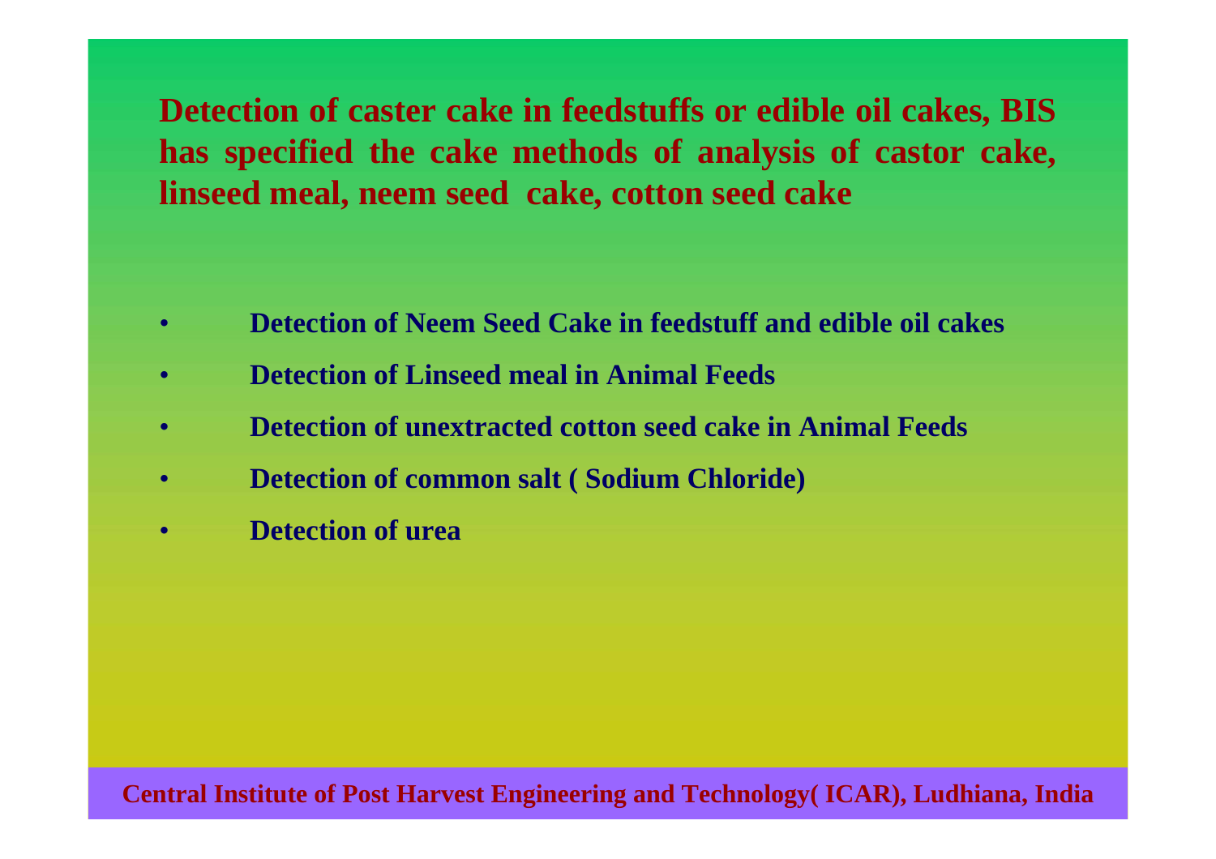**Detection of caster cake in feedstuffs or edible oil cakes, BIS has specified the cake methods of analysis of castor cake, linseed meal, neem seed cake, cotton seed cake**

- **Detection of Neem Seed Cake in feedstuff and edible oil cakes**
- **Detection of Linseed meal in Animal Feeds**
- **Detection of unextracted cotton seed cake in Animal Feeds**
- **Detection of common salt ( Sodium Chloride)**
- **Detection of urea**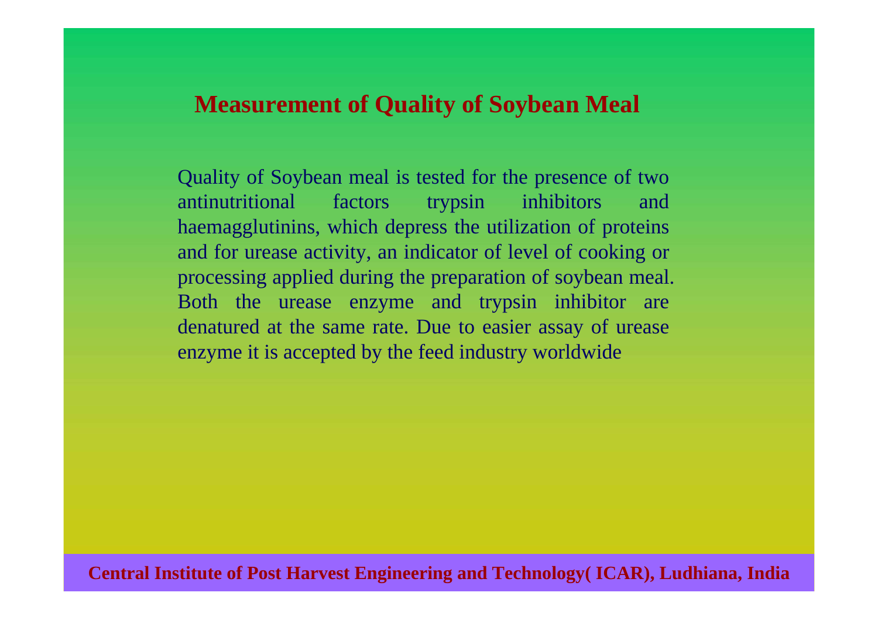# Measurement of Quality of Soybean Meal

Quality of Soybean meal is tested for the presence of two antinutritional factors trypsin inhibitors and haemagglutinins, which depress the utilization of proteins and for urease activity, an indicator of level of cooking or processing applied during the preparation of soybean meal. Both the urease enzyme and trypsin inhibitor are denatured at the same rate. Due to easier assay of urease enzyme it is accepted by the feed industry worldwide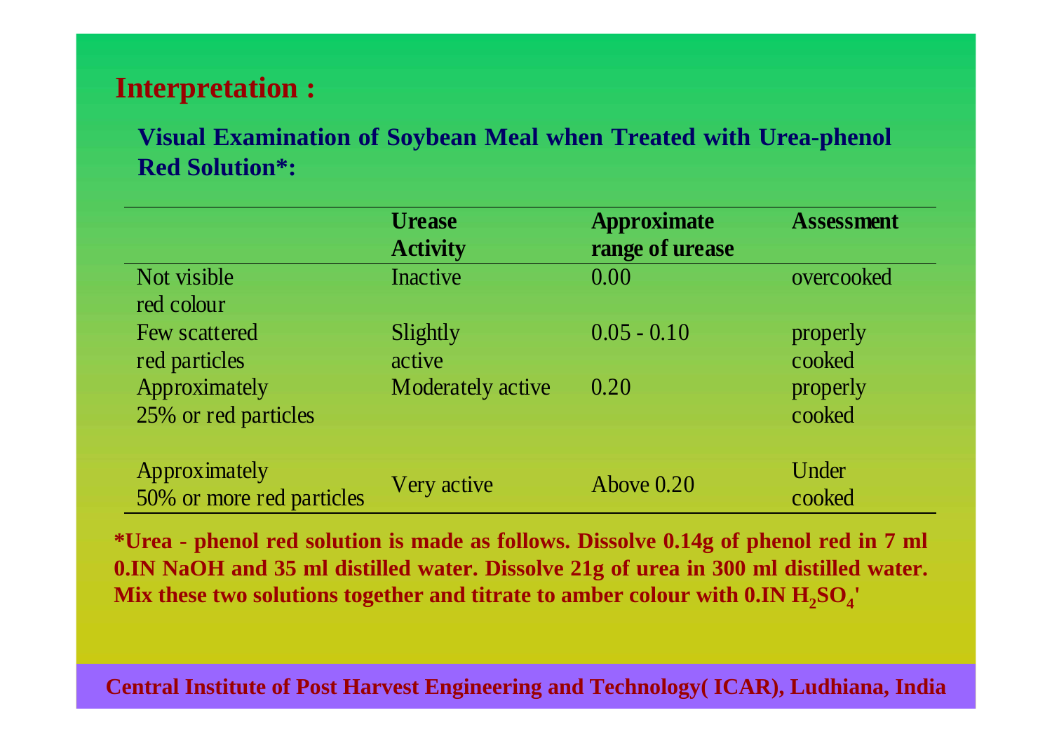## Interpretation :

### Visual Examination of Soybean Meal when Treated with Urea-phenol Red Solution*:

| | Urease Activity | Approximate range of urease | Assessment |
|---|---|---|---|
| Not visible red colour | Inactive | 0.00 | overcooked |
| Few scattered red particles | Slightly active | 0.05 - 0.10 | properly cooked |
| Approximately 25% or red particles | Moderately active | 0.20 | properly cooked |
| Approximately 50% or more red particles | Very active | Above 0.20 | Under cooked |

**\*Urea - phenol red solution is made as follows. Dissolve 0.14g of phenol red in 7 ml 0.IN NaOH and 35 ml distilled water. Dissolve 21g of urea in 300 ml distilled water. Mix these two solutions together and titrate to amber colour with 0.IN $H_2SO_4$'**

Central Institute of Post Harvest Engineering and Technology( ICAR), Ludhiana, India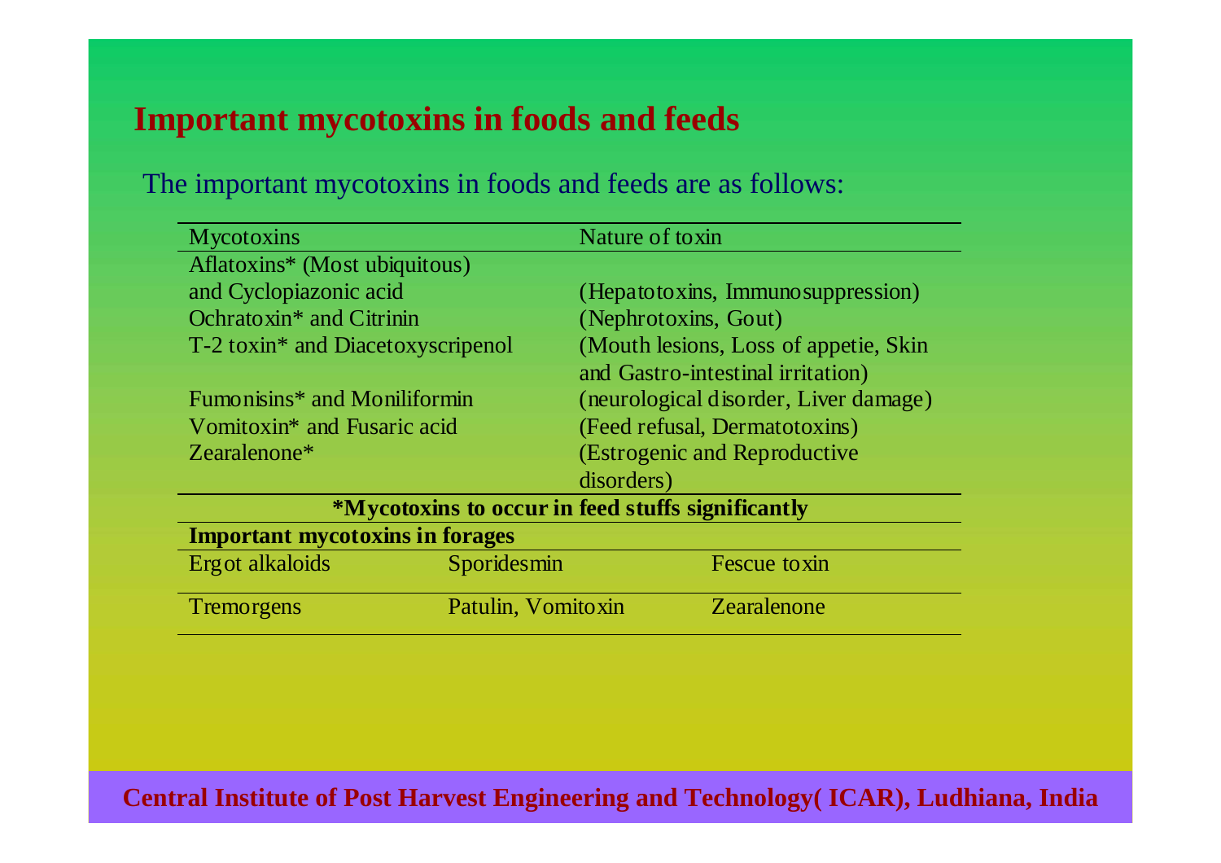## Important mycotoxins in foods and feeds

The important mycotoxins in foods and feeds are as follows:

| Mycotoxins | Nature of toxin |
| --- | --- |
| Aflatoxins* (Most ubiquitous) and Cyclopiazonic acid | (Hepatotoxins, Immunosuppression) |
| Ochratoxin* and Citrinin | (Nephrotoxins, Gout) |
| T-2 toxin* and Diacetoxyscripenol | (Mouth lesions, Loss of appetie, Skin and Gastro-intestinal irritation) |
| Fumonisins* and Moniliformin | (neurological disorder, Liver damage) |
| Vomitoxin* and Fusaric acid | (Feed refusal, Dermatotoxins) |
| Zearalenone* | (Estrogenic and Reproductive disorders) |

**\*Mycotoxins to occur in feed stuffs significantly**

**Important mycotoxins in forages**

| | | |
| --- | --- | --- |
| Ergot alkaloids | Sporidesmin | Fescue toxin |
| Tremorgens | Patulin, Vomitoxin | Zearalenone |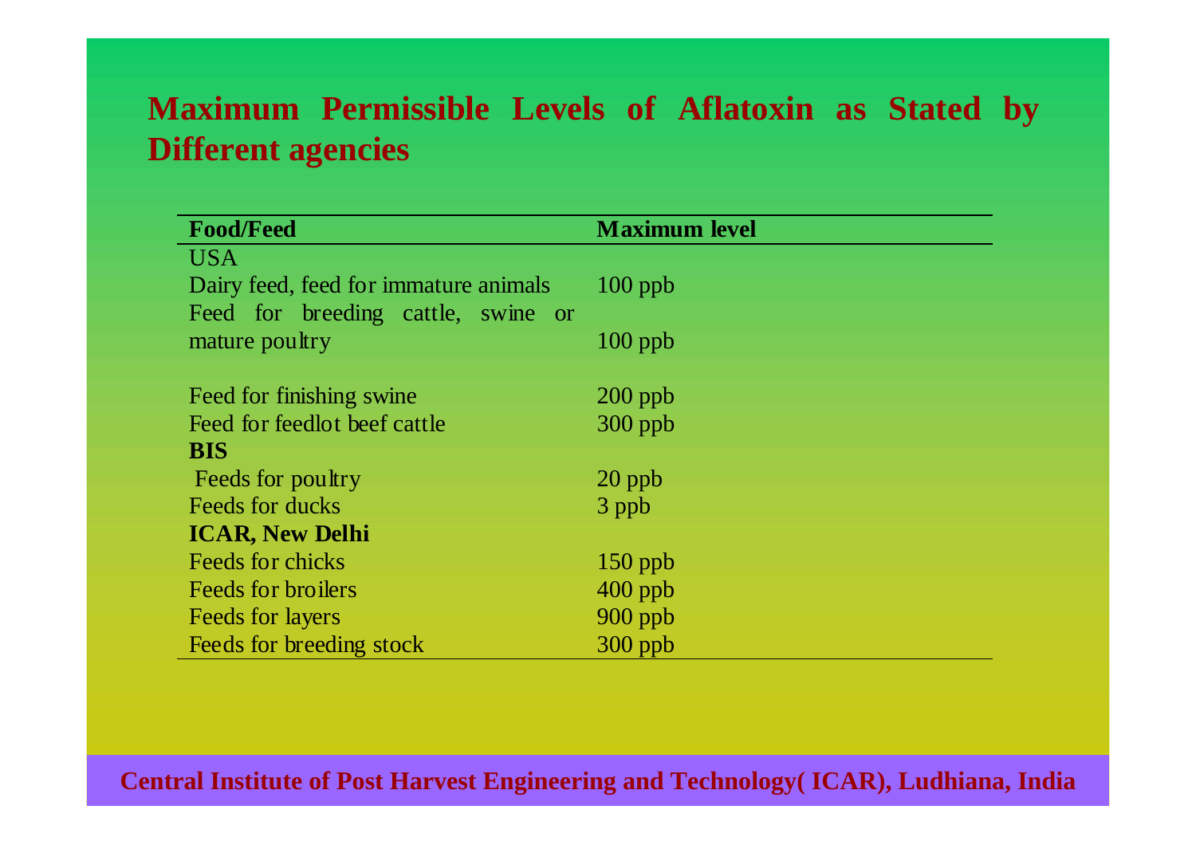# Maximum Permissible Levels of Aflatoxin as Stated by Different agencies

| Food/Feed | Maximum level |
|---|---|
| USA | |
| Dairy feed, feed for immature animals | 100 ppb |
| Feed for breeding cattle, swine or mature poultry | 100 ppb |
| Feed for finishing swine | 200 ppb |
| Feed for feedlot beef cattle | 300 ppb |
| **BIS** | |
| Feeds for poultry | 20 ppb |
| Feeds for ducks | 3 ppb |
| **ICAR, New Delhi** | |
| Feeds for chicks | 150 ppb |
| Feeds for broilers | 400 ppb |
| Feeds for layers | 900 ppb |
| Feeds for breeding stock | 300 ppb |

**Central Institute of Post Harvest Engineering and Technology( ICAR), Ludhiana, India**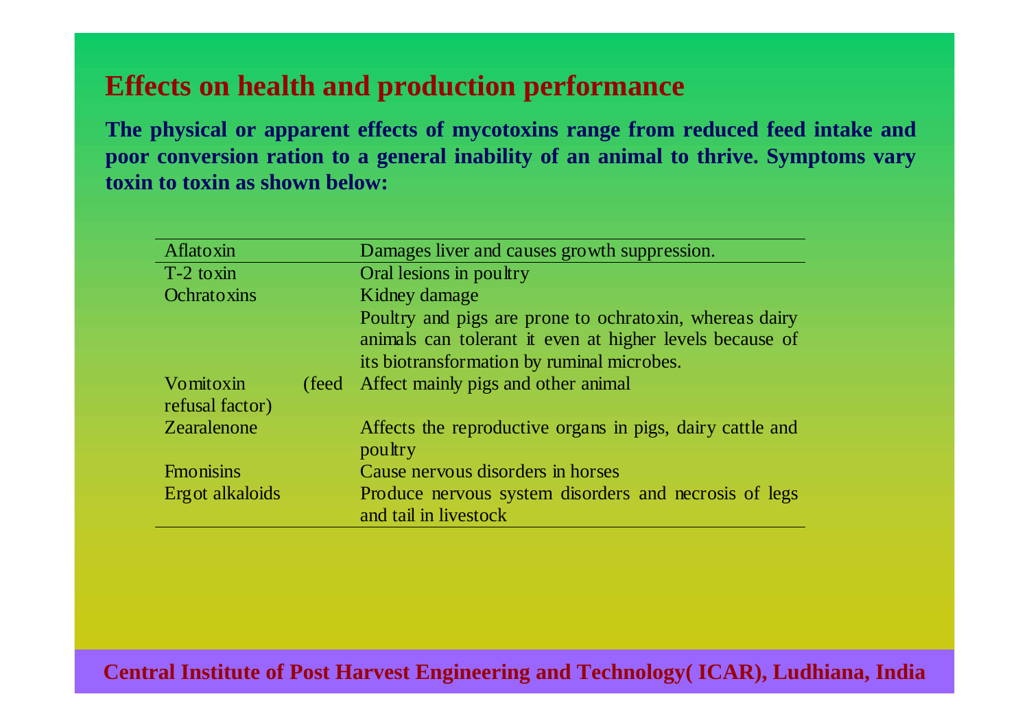## Effects on health and production performance

**The physical or apparent effects of mycotoxins range from reduced feed intake and poor conversion ration to a general inability of an animal to thrive. Symptoms vary toxin to toxin as shown below:**

| Aflatoxin | Damages liver and causes growth suppression. |
|---|---|
| T-2 toxin | Oral lesions in poultry |
| Ochratoxins | Kidney damage<br>Poultry and pigs are prone to ochratoxin, whereas dairy animals can tolerant it even at higher levels because of its biotransformation by ruminal microbes. |
| Vomitoxin (feed refusal factor) | Affect mainly pigs and other animal |
| Zearalenone | Affects the reproductive organs in pigs, dairy cattle and poultry |
| Fmonisins | Cause nervous disorders in horses |
| Ergot alkaloids | Produce nervous system disorders and necrosis of legs and tail in livestock |

Central Institute of Post Harvest Engineering and Technology( ICAR), Ludhiana, India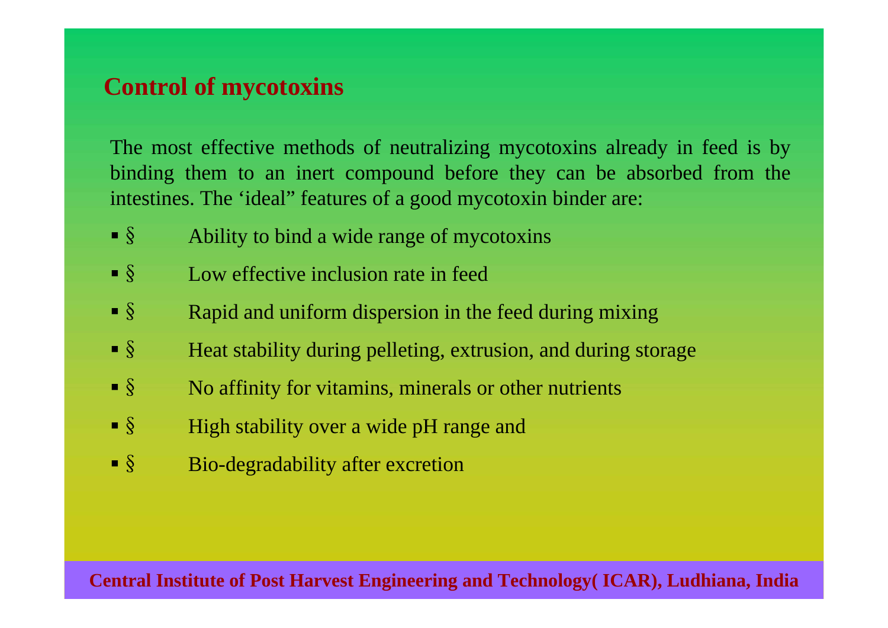## Control of mycotoxins

The most effective methods of neutralizing mycotoxins already in feed is by binding them to an inert compound before they can be absorbed from the intestines. The ‘ideal” features of a good mycotoxin binder are:

- § Ability to bind a wide range of mycotoxins
- § Low effective inclusion rate in feed
- § Rapid and uniform dispersion in the feed during mixing
- § Heat stability during pelleting, extrusion, and during storage
- § No affinity for vitamins, minerals or other nutrients
- § High stability over a wide pH range and
- § Bio-degradability after excretion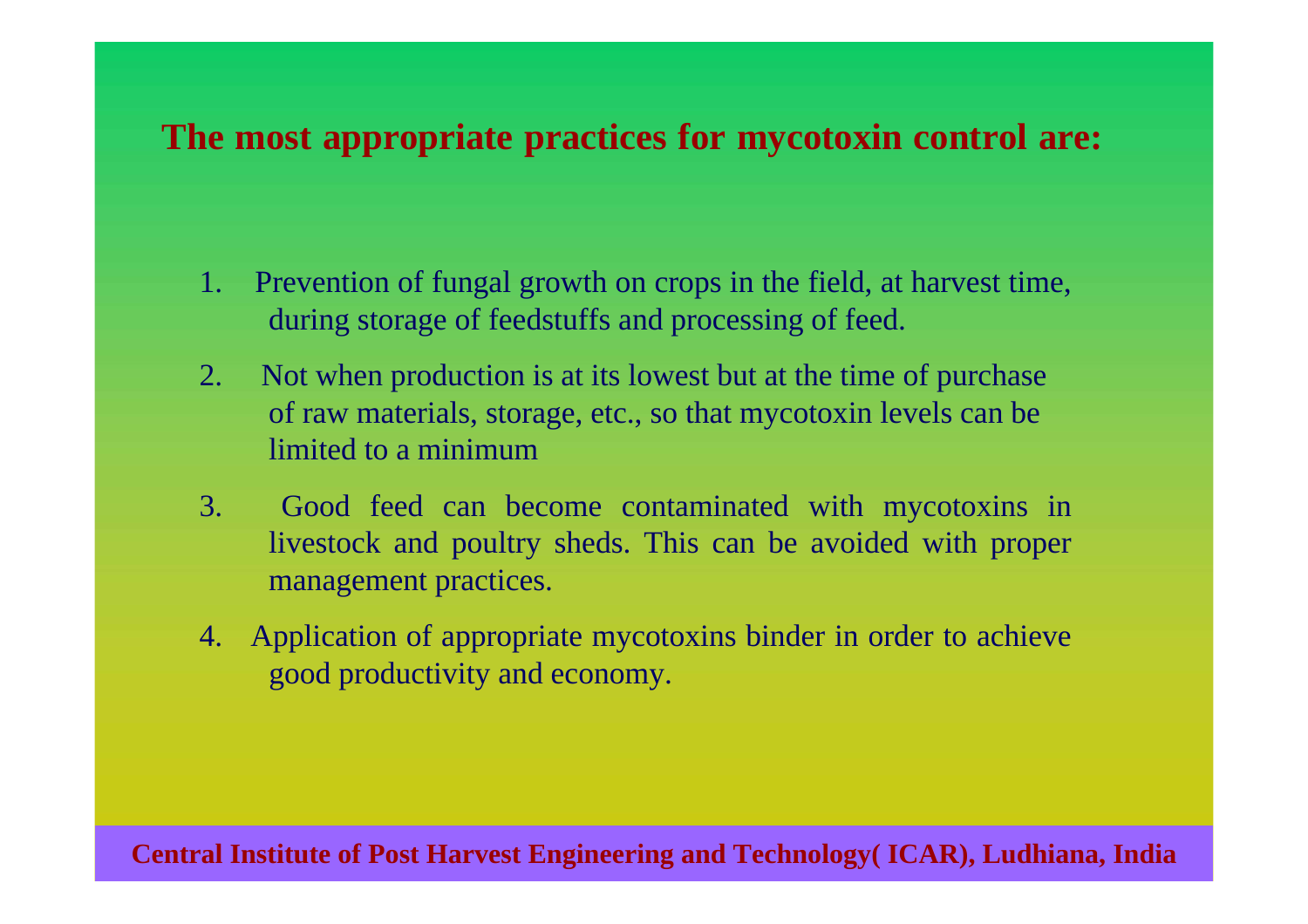## The most appropriate practices for mycotoxin control are:

1. Prevention of fungal growth on crops in the field, at harvest time, during storage of feedstuffs and processing of feed.
2. Not when production is at its lowest but at the time of purchase of raw materials, storage, etc., so that mycotoxin levels can be limited to a minimum
3. Good feed can become contaminated with mycotoxins in livestock and poultry sheds. This can be avoided with proper management practices.
4. Application of appropriate mycotoxins binder in order to achieve good productivity and economy.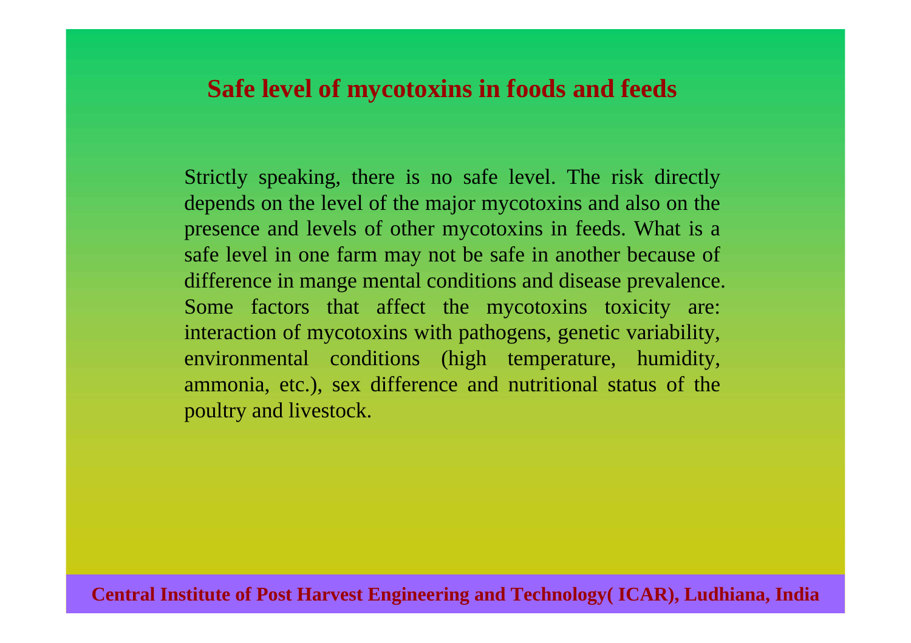## Safe level of mycotoxins in foods and feeds

Strictly speaking, there is no safe level. The risk directly depends on the level of the major mycotoxins and also on the presence and levels of other mycotoxins in feeds. What is a safe level in one farm may not be safe in another because of difference in mange mental conditions and disease prevalence. Some factors that affect the mycotoxins toxicity are: interaction of mycotoxins with pathogens, genetic variability, environmental conditions (high temperature, humidity, ammonia, etc.), sex difference and nutritional status of the poultry and livestock.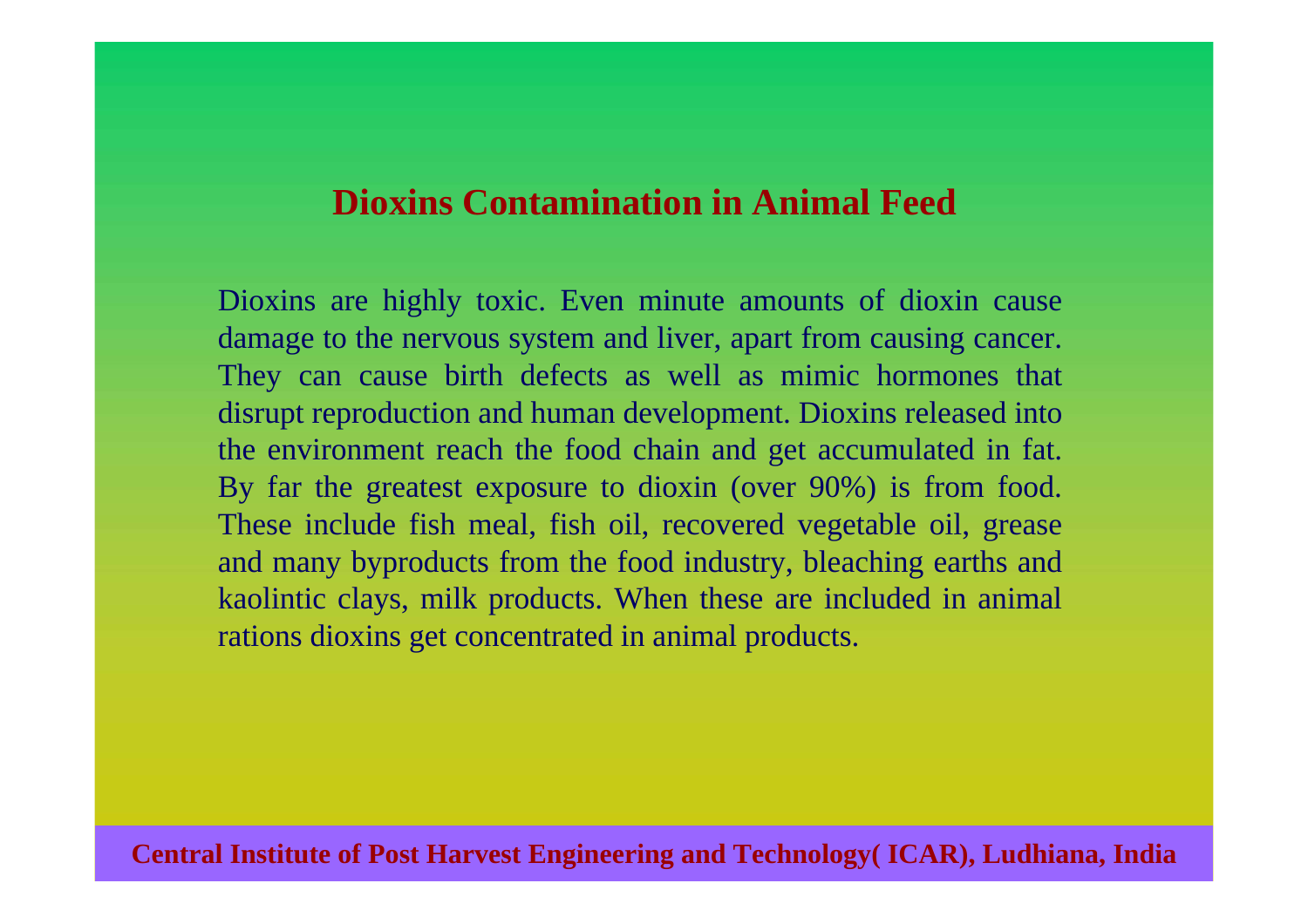# Dioxins Contamination in Animal Feed

Dioxins are highly toxic. Even minute amounts of dioxin cause damage to the nervous system and liver, apart from causing cancer. They can cause birth defects as well as mimic hormones that disrupt reproduction and human development. Dioxins released into the environment reach the food chain and get accumulated in fat. By far the greatest exposure to dioxin (over 90%) is from food. These include fish meal, fish oil, recovered vegetable oil, grease and many byproducts from the food industry, bleaching earths and kaolintic clays, milk products. When these are included in animal rations dioxins get concentrated in animal products.

**Central Institute of Post Harvest Engineering and Technology( ICAR), Ludhiana, India**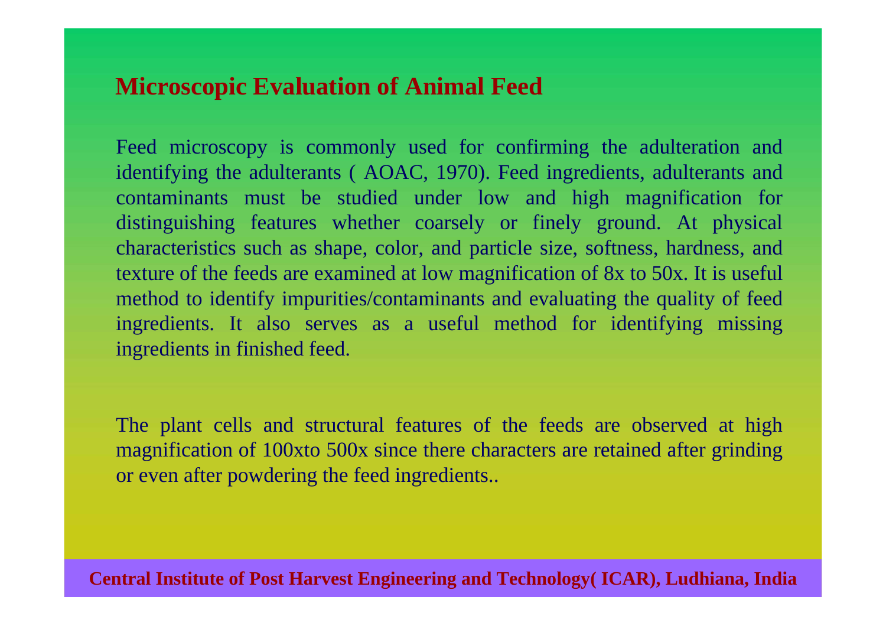## Microscopic Evaluation of Animal Feed

Feed microscopy is commonly used for confirming the adulteration and identifying the adulterants ( AOAC, 1970). Feed ingredients, adulterants and contaminants must be studied under low and high magnification for distinguishing features whether coarsely or finely ground. At physical characteristics such as shape, color, and particle size, softness, hardness, and texture of the feeds are examined at low magnification of 8x to 50x. It is useful method to identify impurities/contaminants and evaluating the quality of feed ingredients. It also serves as a useful method for identifying missing ingredients in finished feed.

The plant cells and structural features of the feeds are observed at high magnification of 100xto 500x since there characters are retained after grinding or even after powdering the feed ingredients..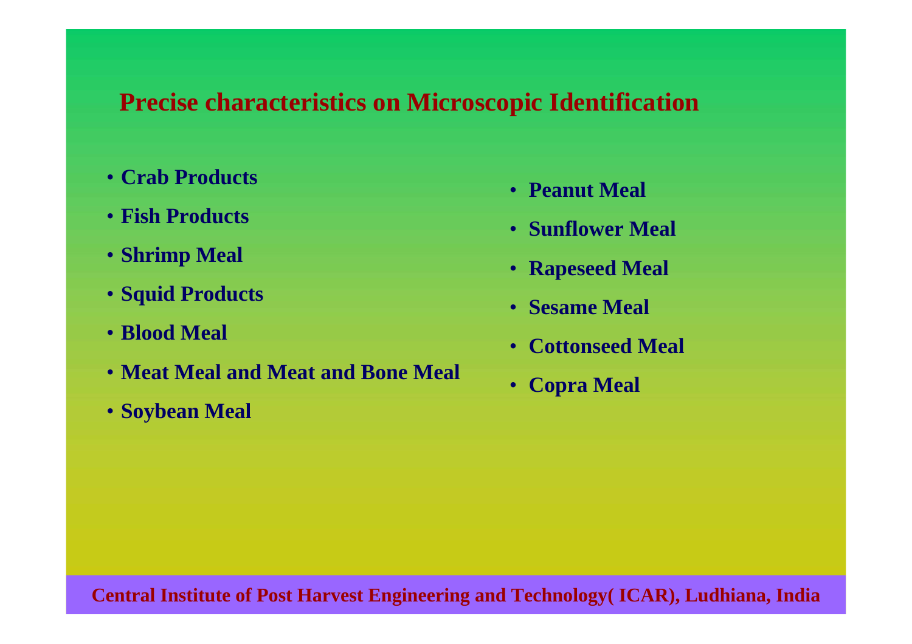## Precise characteristics on Microscopic Identification

- Crab Products
- Fish Products
- Shrimp Meal
- Squid Products
- Blood Meal
- Meat Meal and Meat and Bone Meal
- Soybean Meal
- Peanut Meal
- Sunflower Meal
- Rapeseed Meal
- Sesame Meal
- Cottonseed Meal
- Copra Meal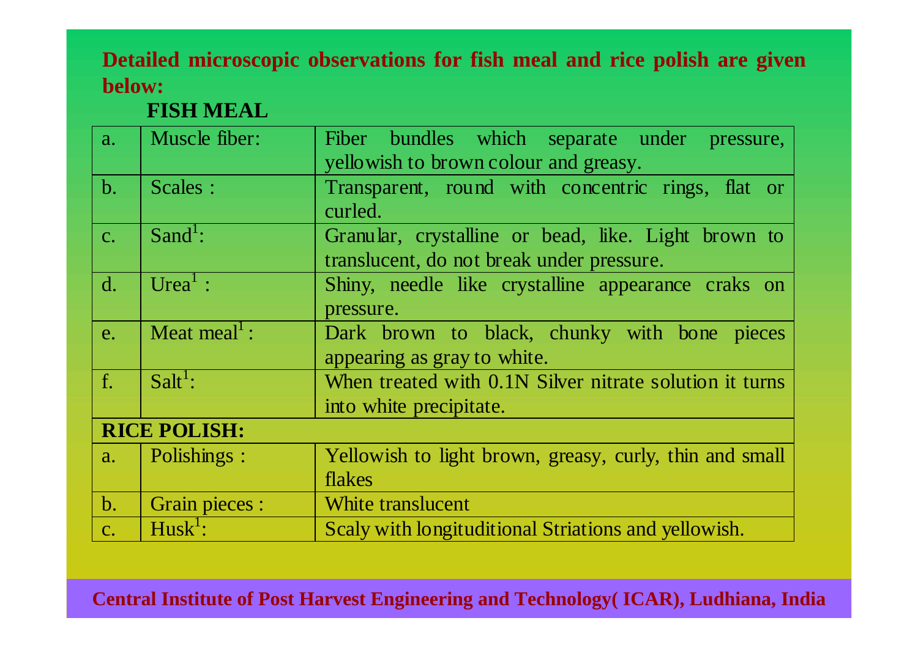**Detailed microscopic observations for fish meal and rice polish are given below:**

**FISH MEAL**

| | | |
|---|---|---|
| a. | Muscle fiber: | Fiber bundles which separate under pressure, yellowish to brown colour and greasy. |
| b. | Scales : | Transparent, round with concentric rings, flat or curled. |
| c. | Sand[1]: | Granular, crystalline or bead, like. Light brown to translucent, do not break under pressure. |
| d. | Urea[1] : | Shiny, needle like crystalline appearance craks on pressure. |
| e. | Meat meal[1] : | Dark brown to black, chunky with bone pieces appearing as gray to white. |
| f. | Salt[1]: | When treated with 0.1N Silver nitrate solution it turns into white precipitate. |
| **RICE POLISH:** | | |
| a. | Polishings : | Yellowish to light brown, greasy, curly, thin and small flakes |
| b. | Grain pieces : | White translucent |
| c. | Husk[1]: | Scaly with longituditional Striations and yellowish. |

**Central Institute of Post Harvest Engineering and Technology( ICAR), Ludhiana, India**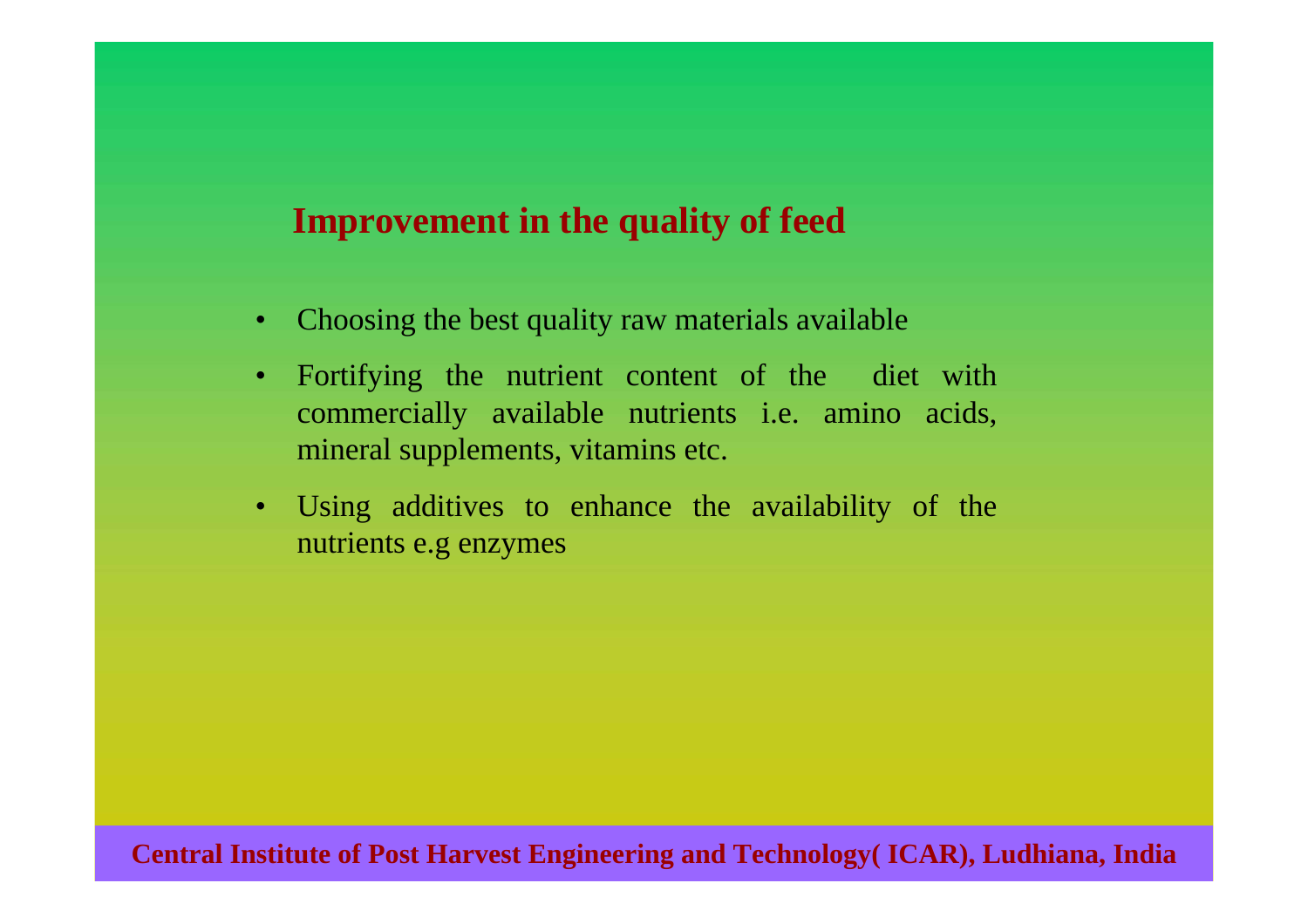## Improvement in the quality of feed

- Choosing the best quality raw materials available
- Fortifying the nutrient content of the diet with commercially available nutrients i.e. amino acids, mineral supplements, vitamins etc.
- Using additives to enhance the availability of the nutrients e.g enzymes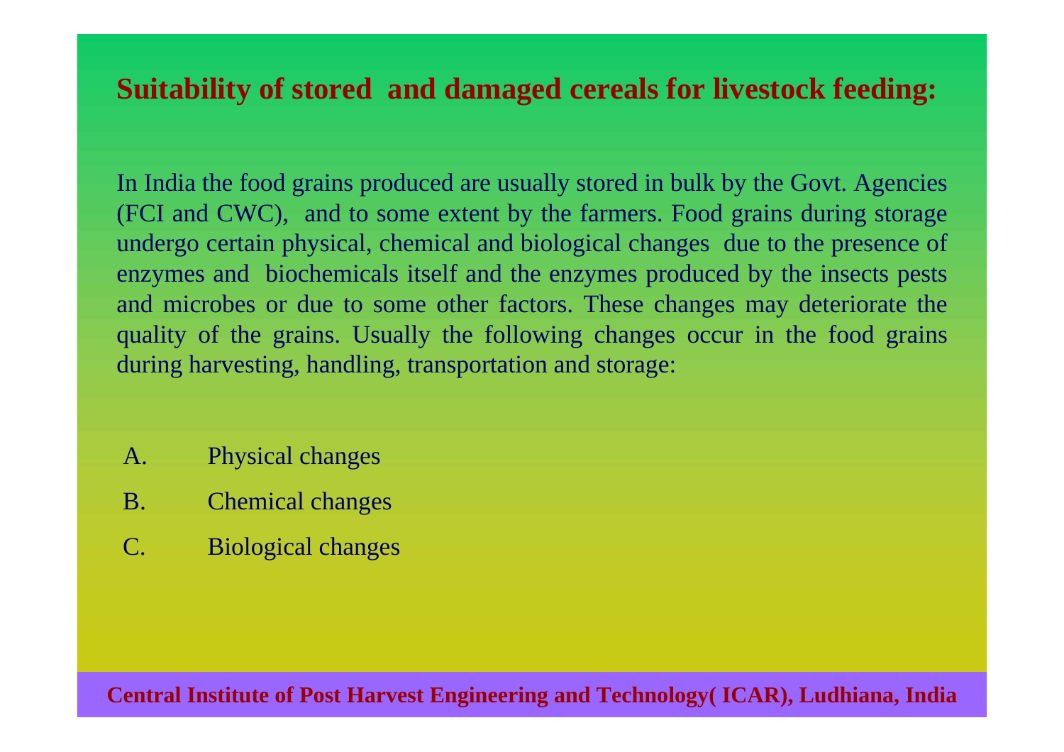## Suitability of stored and damaged cereals for livestock feeding:

In India the food grains produced are usually stored in bulk by the Govt. Agencies (FCI and CWC), and to some extent by the farmers. Food grains during storage undergo certain physical, chemical and biological changes due to the presence of enzymes and biochemicals itself and the enzymes produced by the insects pests and microbes or due to some other factors. These changes may deteriorate the quality of the grains. Usually the following changes occur in the food grains during harvesting, handling, transportation and storage:

A. Physical changes

B. Chemical changes

C. Biological changes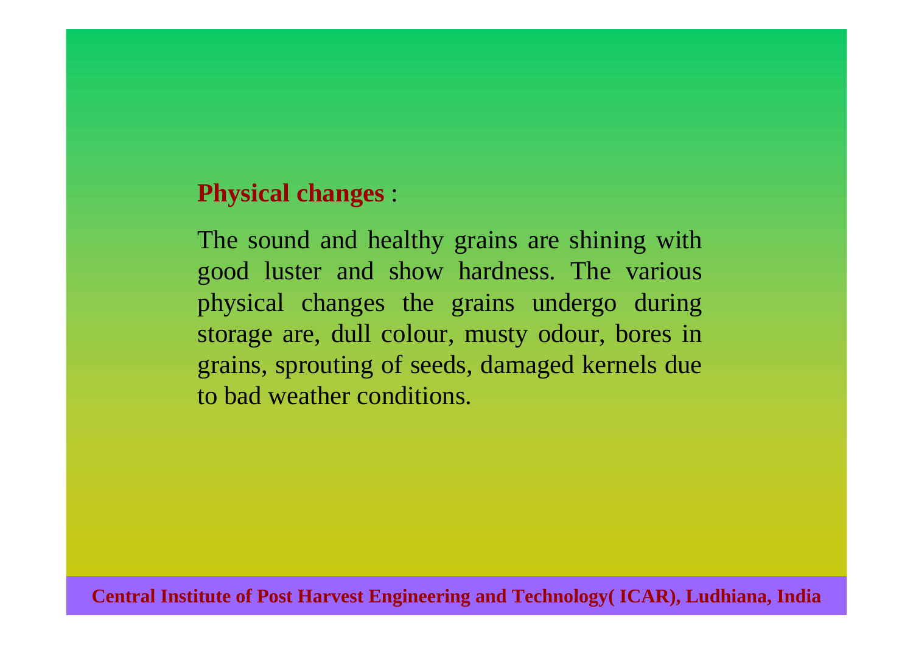**Physical changes** :

The sound and healthy grains are shining with good luster and show hardness. The various physical changes the grains undergo during storage are, dull colour, musty odour, bores in grains, sprouting of seeds, damaged kernels due to bad weather conditions.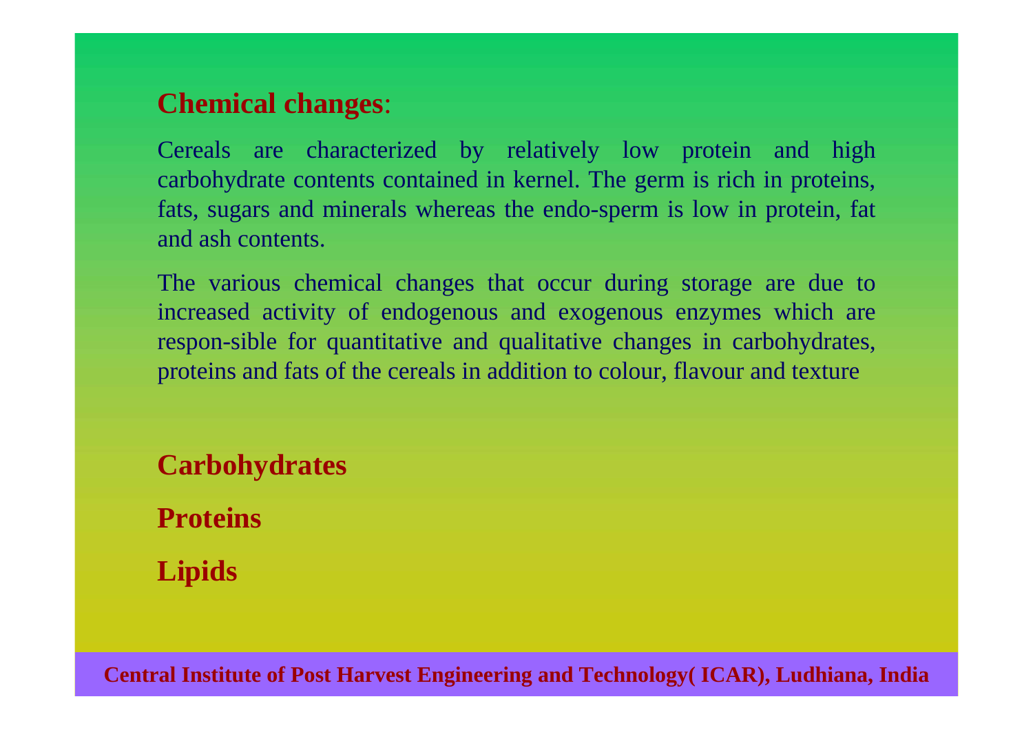## Chemical changes:

Cereals are characterized by relatively low protein and high carbohydrate contents contained in kernel. The germ is rich in proteins, fats, sugars and minerals whereas the endo-sperm is low in protein, fat and ash contents.

The various chemical changes that occur during storage are due to increased activity of endogenous and exogenous enzymes which are respon-sible for quantitative and qualitative changes in carbohydrates, proteins and fats of the cereals in addition to colour, flavour and texture

**Carbohydrates**

**Proteins**

**Lipids**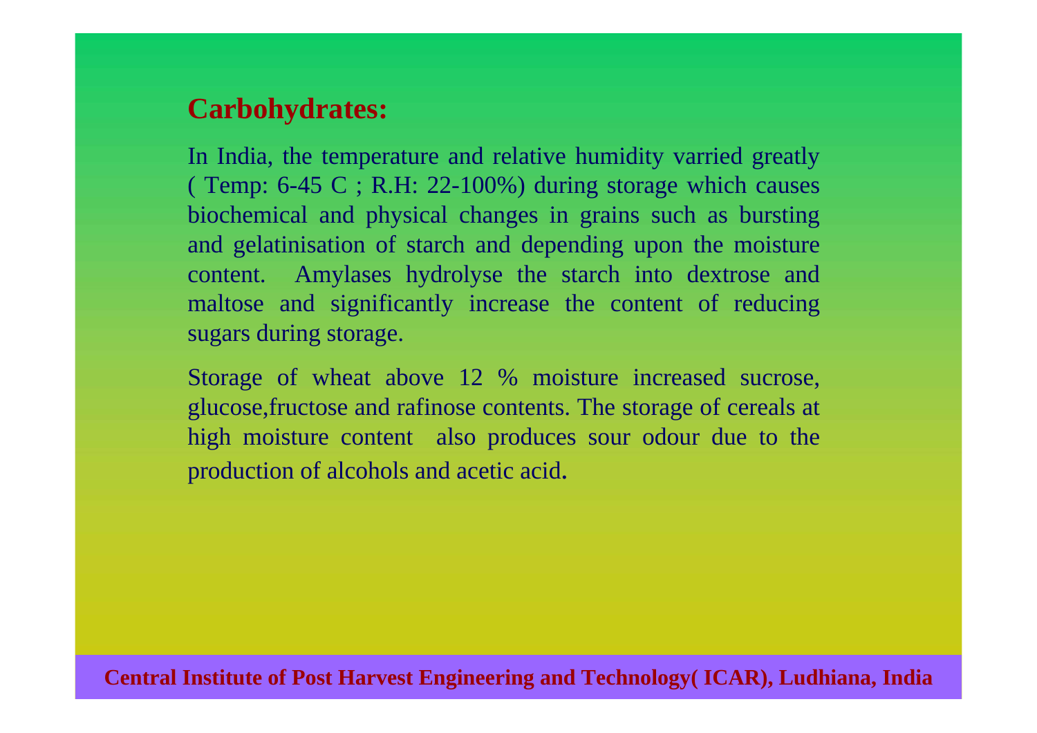## Carbohydrates:

In India, the temperature and relative humidity varried greatly ( Temp: 6-45 C ; R.H: 22-100%) during storage which causes biochemical and physical changes in grains such as bursting and gelatinisation of starch and depending upon the moisture content. Amylases hydrolyse the starch into dextrose and maltose and significantly increase the content of reducing sugars during storage.

Storage of wheat above 12 % moisture increased sucrose, glucose,fructose and rafinose contents. The storage of cereals at high moisture content also produces sour odour due to the production of alcohols and acetic acid.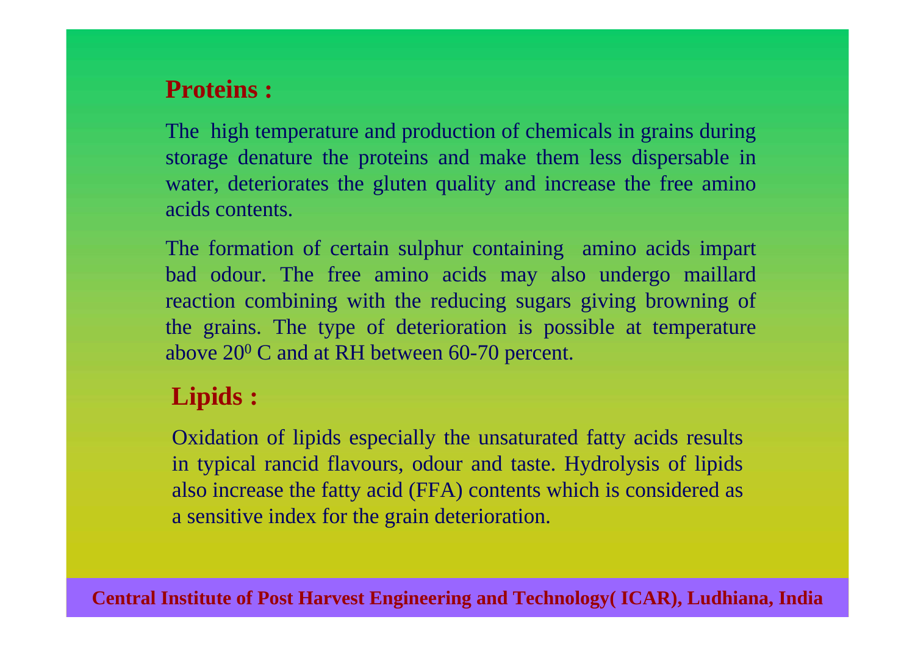## Proteins :

The high temperature and production of chemicals in grains during storage denature the proteins and make them less dispersable in water, deteriorates the gluten quality and increase the free amino acids contents.

The formation of certain sulphur containing amino acids impart bad odour. The free amino acids may also undergo maillard reaction combining with the reducing sugars giving browning of the grains. The type of deterioration is possible at temperature above $20^0$ C and at RH between 60-70 percent.

## Lipids :

Oxidation of lipids especially the unsaturated fatty acids results in typical rancid flavours, odour and taste. Hydrolysis of lipids also increase the fatty acid (FFA) contents which is considered as a sensitive index for the grain deterioration.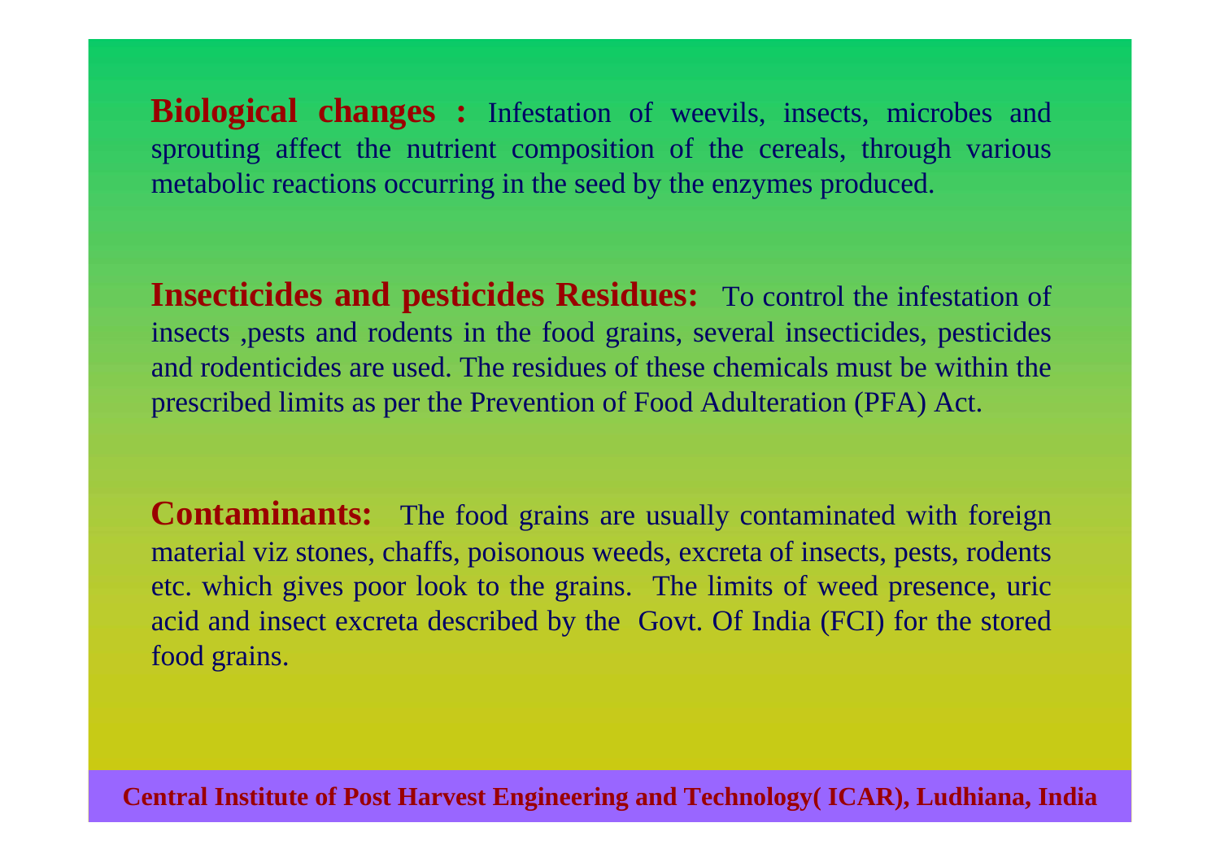**Biological changes :** Infestation of weevils, insects, microbes and sprouting affect the nutrient composition of the cereals, through various metabolic reactions occurring in the seed by the enzymes produced.

**Insecticides and pesticides Residues:** To control the infestation of insects ,pests and rodents in the food grains, several insecticides, pesticides and rodenticides are used. The residues of these chemicals must be within the prescribed limits as per the Prevention of Food Adulteration (PFA) Act.

**Contaminants:** The food grains are usually contaminated with foreign material viz stones, chaffs, poisonous weeds, excreta of insects, pests, rodents etc. which gives poor look to the grains. The limits of weed presence, uric acid and insect excreta described by the Govt. Of India (FCI) for the stored food grains.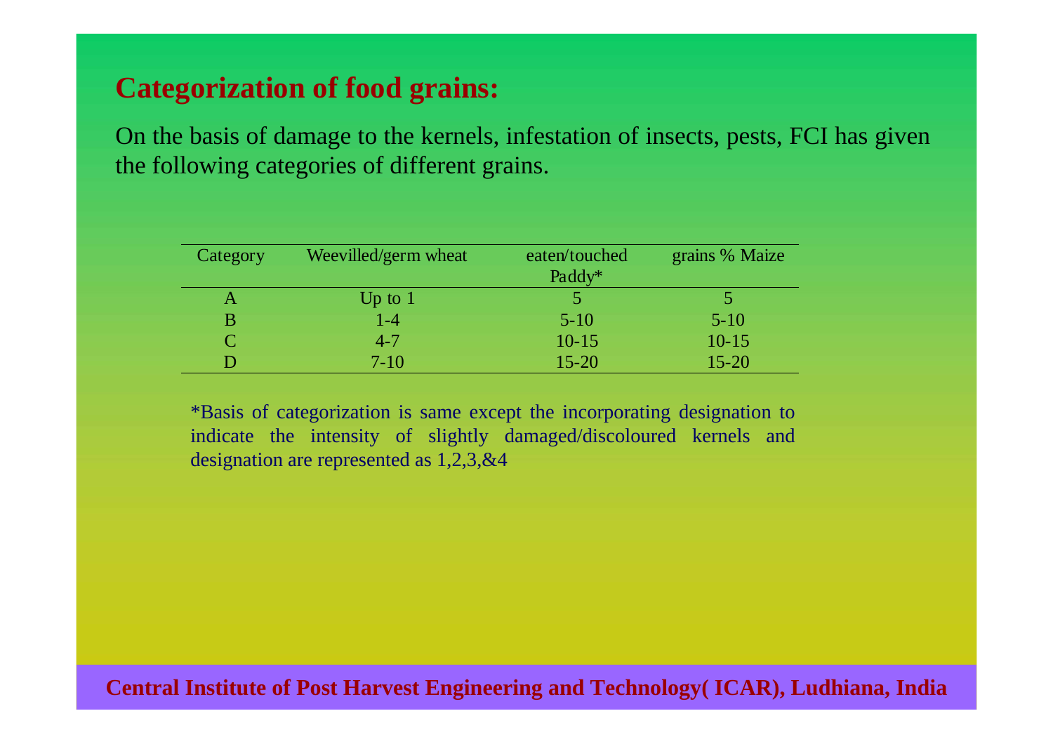## Categorization of food grains:

On the basis of damage to the kernels, infestation of insects, pests, FCI has given the following categories of different grains.

| Category | Weevilled/germ wheat | eaten/touched Paddy* | grains % Maize |
|---|---|---|---|
| A | Up to 1 | 5 | 5 |
| B | 1-4 | 5-10 | 5-10 |
| C | 4-7 | 10-15 | 10-15 |
| D | 7-10 | 15-20 | 15-20 |

*Basis of categorization is same except the incorporating designation to indicate the intensity of slightly damaged/discoloured kernels and designation are represented as 1,2,3,&4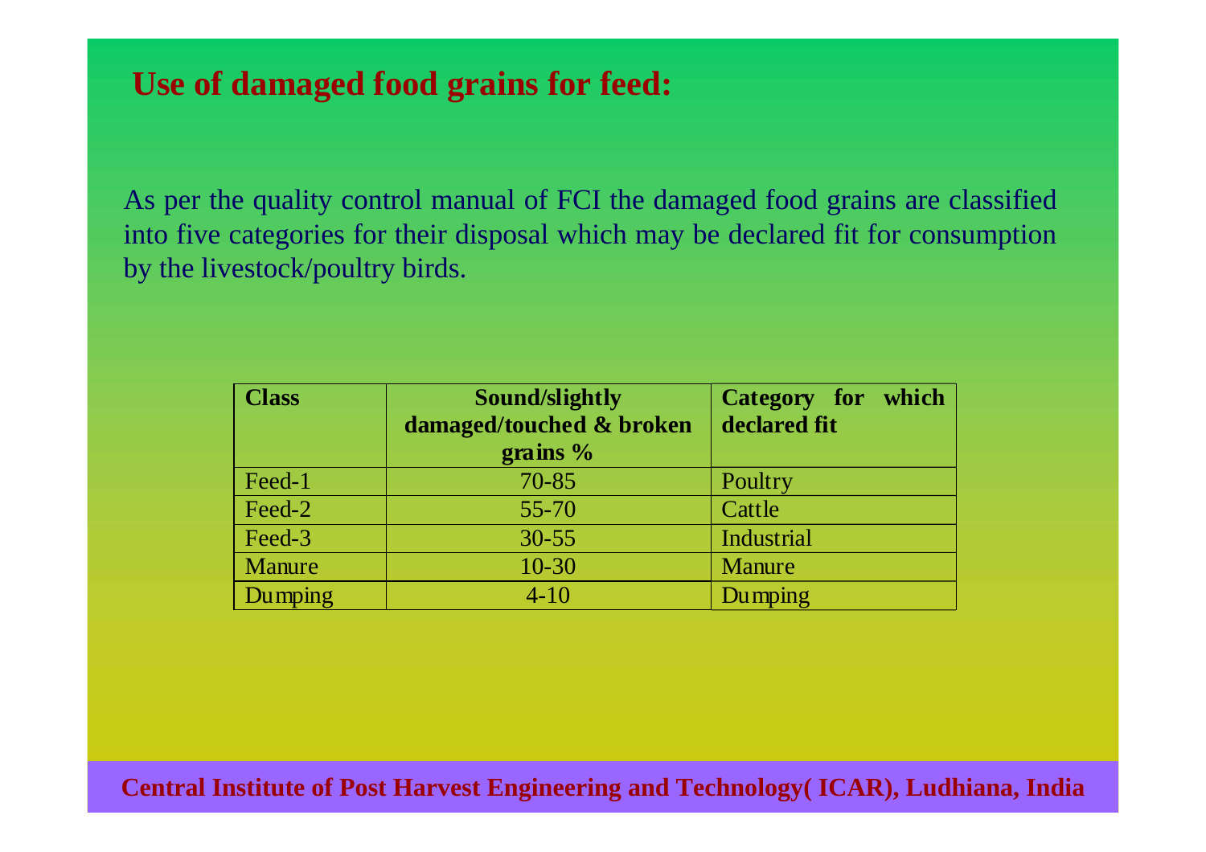## Use of damaged food grains for feed:

As per the quality control manual of FCI the damaged food grains are classified into five categories for their disposal which may be declared fit for consumption by the livestock/poultry birds.

| Class | Sound/slightly damaged/touched & broken grains % | Category for which declared fit |
|---|---|---|
| Feed-1 | 70-85 | Poultry |
| Feed-2 | 55-70 | Cattle |
| Feed-3 | 30-55 | Industrial |
| Manure | 10-30 | Manure |
| Dumping | 4-10 | Dumping |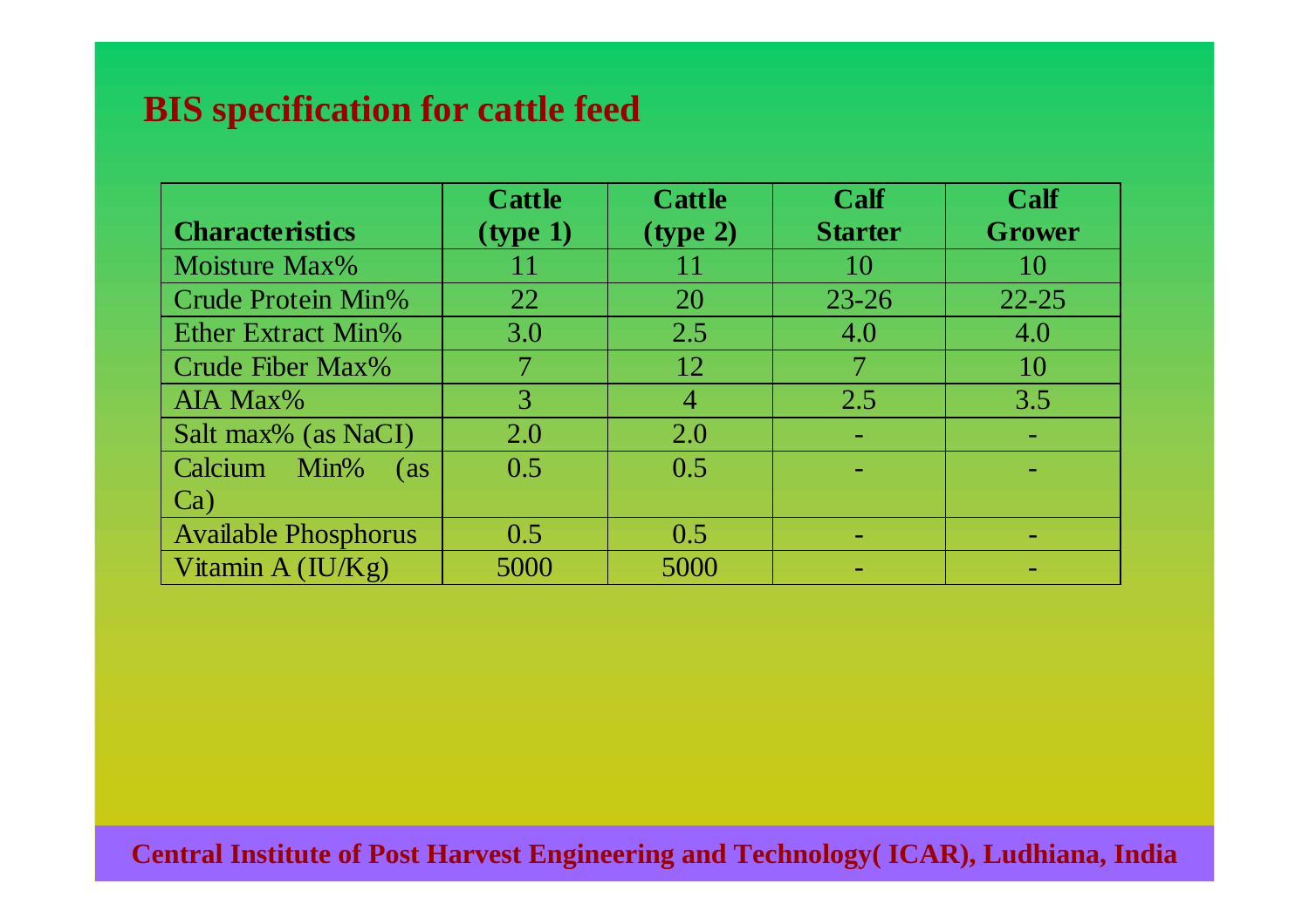## BIS specification for cattle feed

| Characteristics | Cattle (type 1) | Cattle (type 2) | Calf Starter | Calf Grower |
|---|---|---|---|---|
| Moisture Max% | 11 | 11 | 10 | 10 |
| Crude Protein Min% | 22 | 20 | 23-26 | 22-25 |
| Ether Extract Min% | 3.0 | 2.5 | 4.0 | 4.0 |
| Crude Fiber Max% | 7 | 12 | 7 | 10 |
| AIA Max% | 3 | 4 | 2.5 | 3.5 |
| Salt max% (as NaCI) | 2.0 | 2.0 | - | - |
| Calcium Min% (as Ca) | 0.5 | 0.5 | - | - |
| Available Phosphorus | 0.5 | 0.5 | - | - |
| Vitamin A (IU/Kg) | 5000 | 5000 | - | - |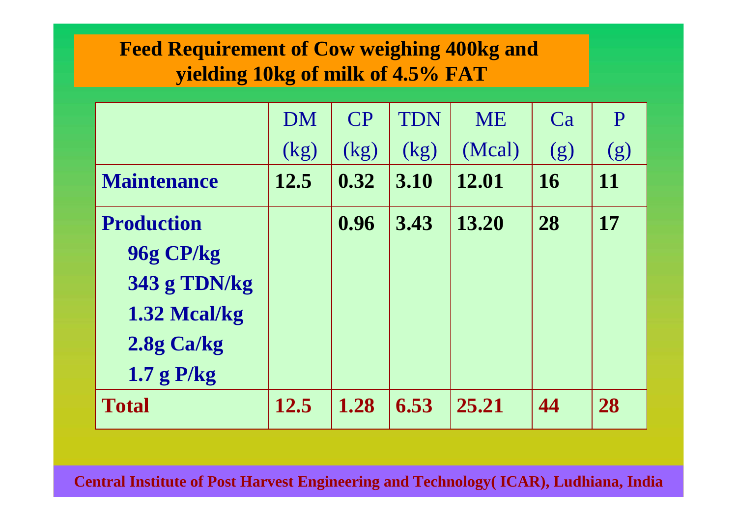# Feed Requirement of Cow weighing 400kg and yielding 10kg of milk of 4.5% FAT

| | DM (kg) | CP (kg) | TDN (kg) | ME (Mcal) | Ca (g) | P (g) |
|---|---|---|---|---|---|---|
| **Maintenance** | **12.5** | **0.32** | **3.10** | **12.01** | **16** | **11** |
| **Production**<br>**96g CP/kg**<br>**343 g TDN/kg**<br>**1.32 Mcal/kg**<br>**2.8g Ca/kg**<br>**1.7 g P/kg** | | **0.96** | **3.43** | **13.20** | **28** | **17** |
| **Total** | **12.5** | **1.28** | **6.53** | **25.21** | **44** | **28** |

Central Institute of Post Harvest Engineering and Technology( ICAR), Ludhiana, India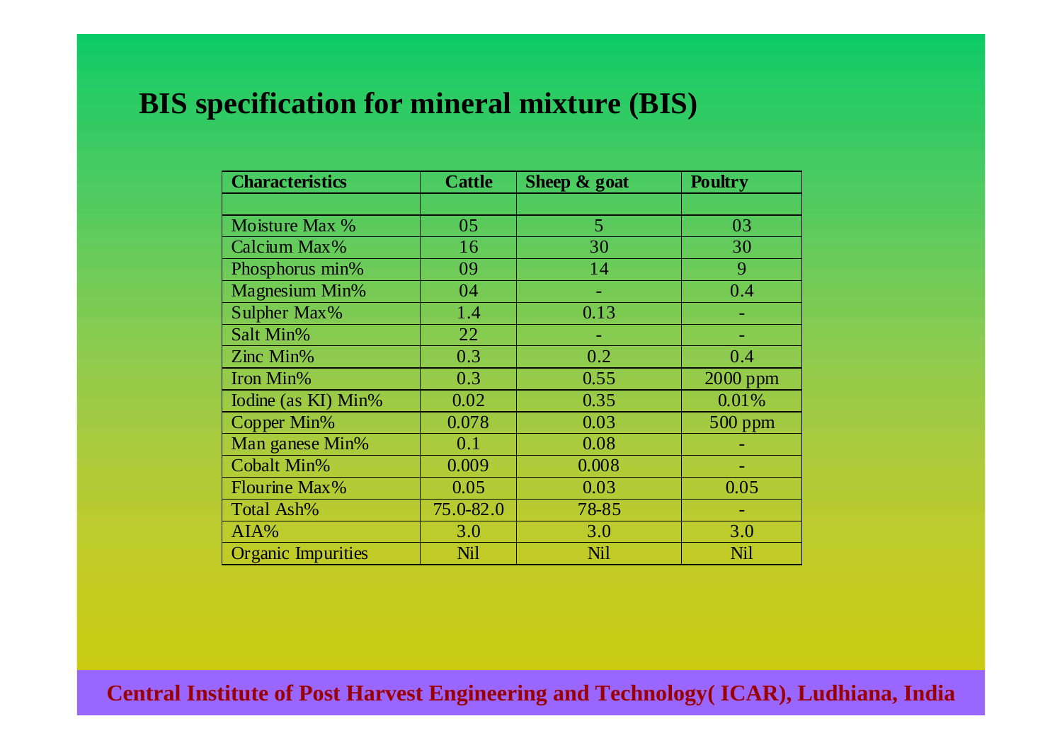# BIS specification for mineral mixture (BIS)

| Characteristics | Cattle | Sheep & goat | Poultry |
|---|---|---|---|
| | | | |
| Moisture Max % | 05 | 5 | 03 |
| Calcium Max% | 16 | 30 | 30 |
| Phosphorus min% | 09 | 14 | 9 |
| Magnesium Min% | 04 | - | 0.4 |
| Sulpher Max% | 1.4 | 0.13 | - |
| Salt Min% | 22 | - | - |
| Zinc Min% | 0.3 | 0.2 | 0.4 |
| Iron Min% | 0.3 | 0.55 | 2000 ppm |
| Iodine (as KI) Min% | 0.02 | 0.35 | 0.01% |
| Copper Min% | 0.078 | 0.03 | 500 ppm |
| Man ganese Min% | 0.1 | 0.08 | - |
| Cobalt Min% | 0.009 | 0.008 | - |
| Flourine Max% | 0.05 | 0.03 | 0.05 |
| Total Ash% | 75.0-82.0 | 78-85 | - |
| AIA% | 3.0 | 3.0 | 3.0 |
| Organic Impurities | Nil | Nil | Nil |

Central Institute of Post Harvest Engineering and Technology( ICAR), Ludhiana, India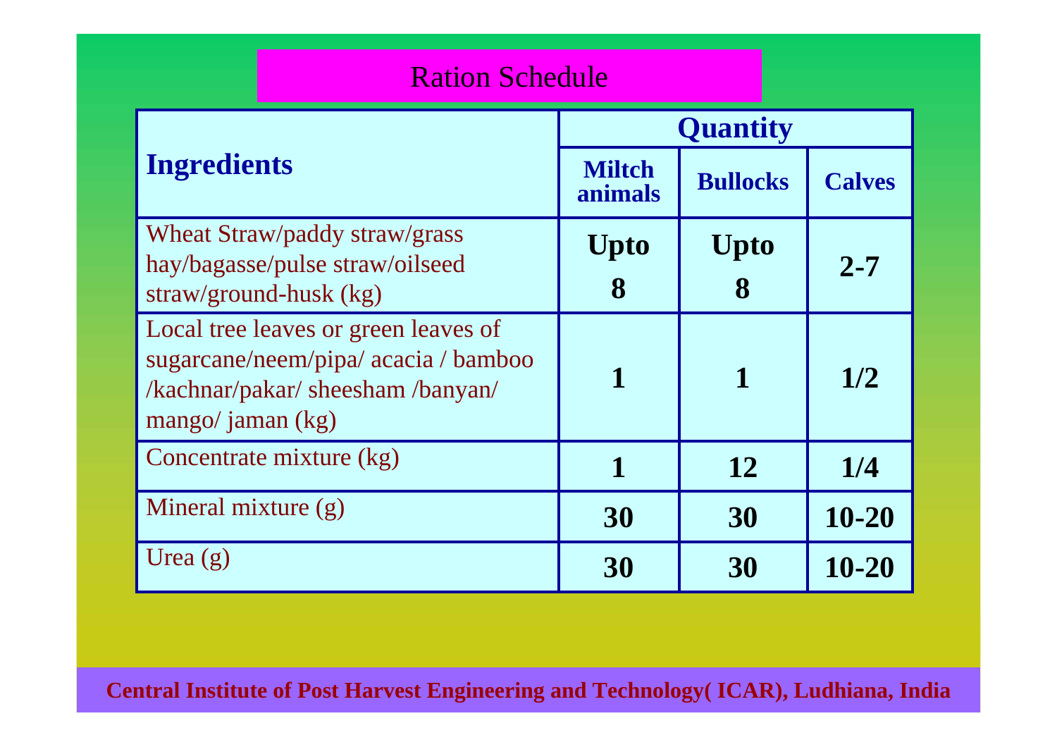# Ration Schedule

| Ingredients | Quantity | | |
|---|---|---|---|
| | Miltch animals | Bullocks | Calves |
| Wheat Straw/paddy straw/grass hay/bagasse/pulse straw/oilseed straw/ground-husk (kg) | Upto 8 | Upto 8 | 2-7 |
| Local tree leaves or green leaves of sugarcane/neem/pipa/ acacia / bamboo /kachnar/pakar/ sheesham /banyan/ mango/ jaman (kg) | 1 | 1 | 1/2 |
| Concentrate mixture (kg) | 1 | 12 | 1/4 |
| Mineral mixture (g) | 30 | 30 | 10-20 |
| Urea (g) | 30 | 30 | 10-20 |

**Central Institute of Post Harvest Engineering and Technology( ICAR), Ludhiana, India**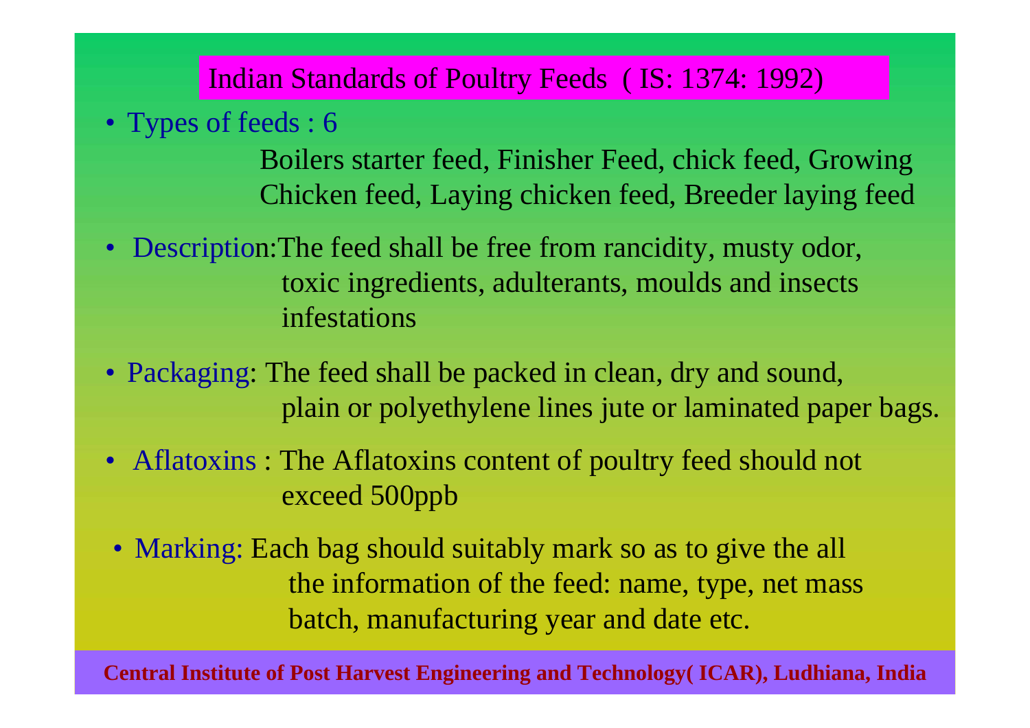## Indian Standards of Poultry Feeds ( IS: 1374: 1992)

- Types of feeds : 6

  Boilers starter feed, Finisher Feed, chick feed, Growing Chicken feed, Laying chicken feed, Breeder laying feed

- Description:The feed shall be free from rancidity, musty odor, toxic ingredients, adulterants, moulds and insects infestations

- Packaging: The feed shall be packed in clean, dry and sound, plain or polyethylene lines jute or laminated paper bags.

- Aflatoxins : The Aflatoxins content of poultry feed should not exceed 500ppb

- Marking: Each bag should suitably mark so as to give the all the information of the feed: name, type, net mass batch, manufacturing year and date etc.

**Central Institute of Post Harvest Engineering and Technology( ICAR), Ludhiana, India**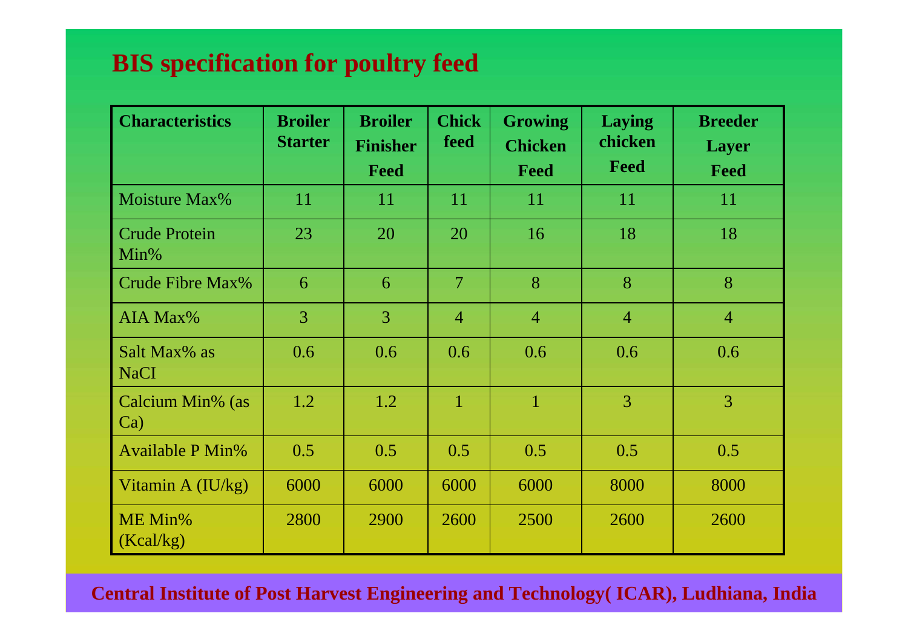# BIS specification for poultry feed

| Characteristics | Broiler Starter | Broiler Finisher Feed | Chick feed | Growing Chicken Feed | Laying chicken Feed | Breeder Layer Feed |
|---|---|---|---|---|---|---|
| Moisture Max% | 11 | 11 | 11 | 11 | 11 | 11 |
| Crude Protein Min% | 23 | 20 | 20 | 16 | 18 | 18 |
| Crude Fibre Max% | 6 | 6 | 7 | 8 | 8 | 8 |
| AIA Max% | 3 | 3 | 4 | 4 | 4 | 4 |
| Salt Max% as NaCI | 0.6 | 0.6 | 0.6 | 0.6 | 0.6 | 0.6 |
| Calcium Min% (as Ca) | 1.2 | 1.2 | 1 | 1 | 3 | 3 |
| Available P Min% | 0.5 | 0.5 | 0.5 | 0.5 | 0.5 | 0.5 |
| Vitamin A (IU/kg) | 6000 | 6000 | 6000 | 6000 | 8000 | 8000 |
| ME Min% (Kcal/kg) | 2800 | 2900 | 2600 | 2500 | 2600 | 2600 |

**Central Institute of Post Harvest Engineering and Technology( ICAR), Ludhiana, India**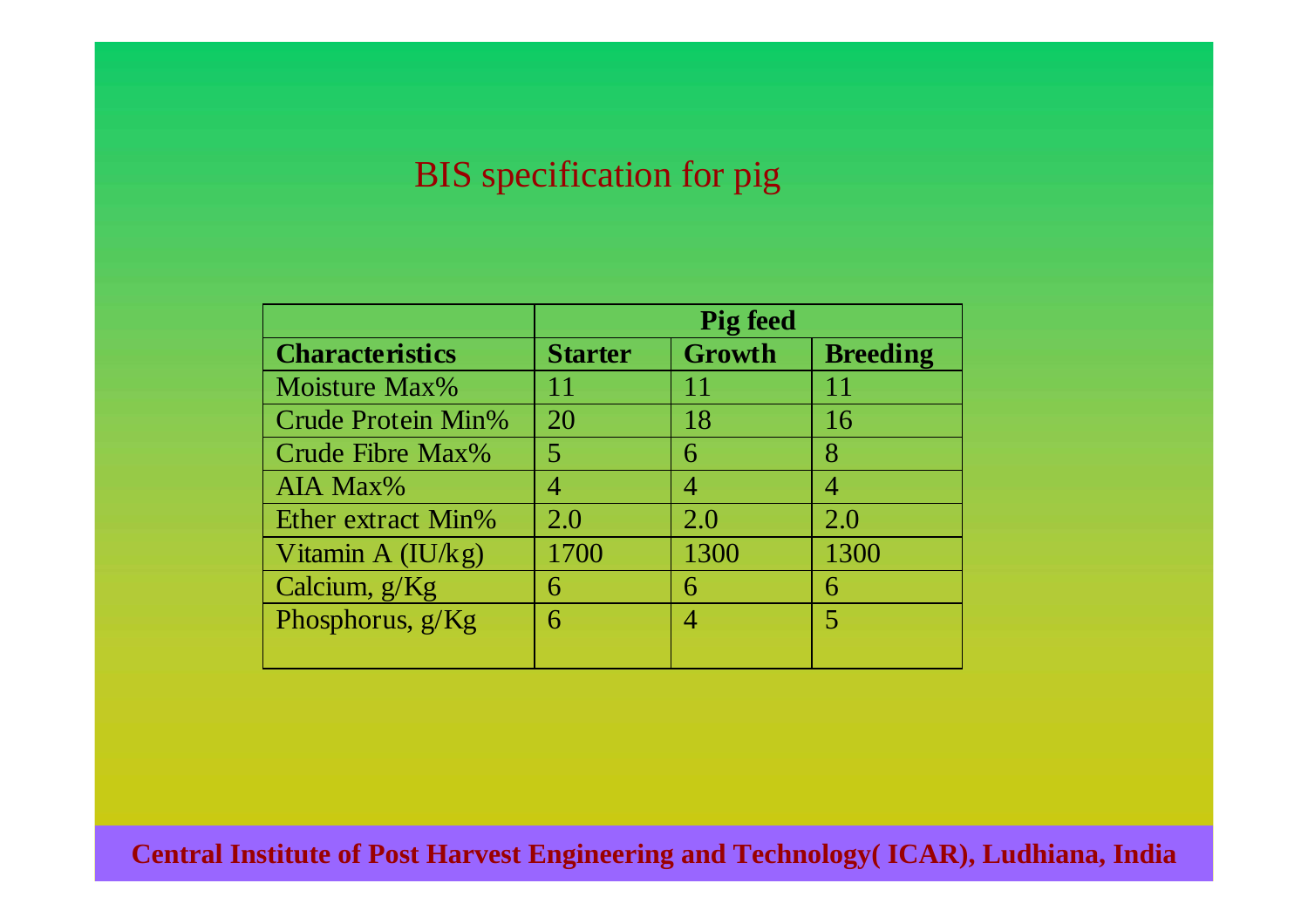# BIS specification for pig

| | Pig feed | | |
|---|---|---|---|
| **Characteristics** | **Starter** | **Growth** | **Breeding** |
| Moisture Max% | 11 | 11 | 11 |
| Crude Protein Min% | 20 | 18 | 16 |
| Crude Fibre Max% | 5 | 6 | 8 |
| AIA Max% | 4 | 4 | 4 |
| Ether extract Min% | 2.0 | 2.0 | 2.0 |
| Vitamin A (IU/kg) | 1700 | 1300 | 1300 |
| Calcium, g/Kg | 6 | 6 | 6 |
| Phosphorus, g/Kg | 6 | 4 | 5 |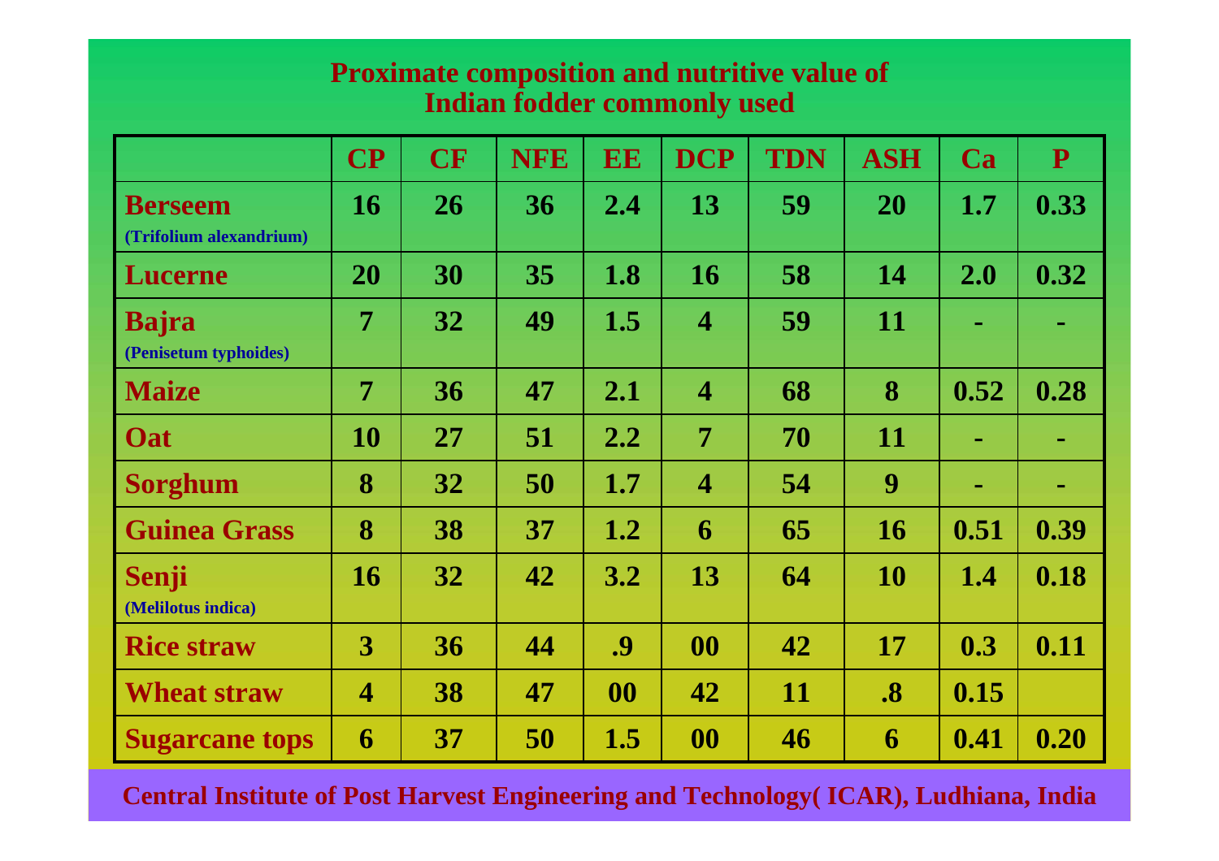## Proximate composition and nutritive value of Indian fodder commonly used

| | CP | CF | NFE | EE | DCP | TDN | ASH | Ca | P |
|---|---|---|---|---|---|---|---|---|---|
| **Berseem** (Trifolium alexandrium) | 16 | 26 | 36 | 2.4 | 13 | 59 | 20 | 1.7 | 0.33 |
| **Lucerne** | 20 | 30 | 35 | 1.8 | 16 | 58 | 14 | 2.0 | 0.32 |
| **Bajra** (Penisetum typhoides) | 7 | 32 | 49 | 1.5 | 4 | 59 | 11 | - | - |
| **Maize** | 7 | 36 | 47 | 2.1 | 4 | 68 | 8 | 0.52 | 0.28 |
| **Oat** | 10 | 27 | 51 | 2.2 | 7 | 70 | 11 | - | - |
| **Sorghum** | 8 | 32 | 50 | 1.7 | 4 | 54 | 9 | - | - |
| **Guinea Grass** | 8 | 38 | 37 | 1.2 | 6 | 65 | 16 | 0.51 | 0.39 |
| **Senji** (Melilotus indica) | 16 | 32 | 42 | 3.2 | 13 | 64 | 10 | 1.4 | 0.18 |
| **Rice straw** | 3 | 36 | 44 | .9 | 00 | 42 | 17 | 0.3 | 0.11 |
| **Wheat straw** | 4 | 38 | 47 | 00 | 42 | 11 | .8 | 0.15 | |
| **Sugarcane tops** | 6 | 37 | 50 | 1.5 | 00 | 46 | 6 | 0.41 | 0.20 |

Central Institute of Post Harvest Engineering and Technology( ICAR), Ludhiana, India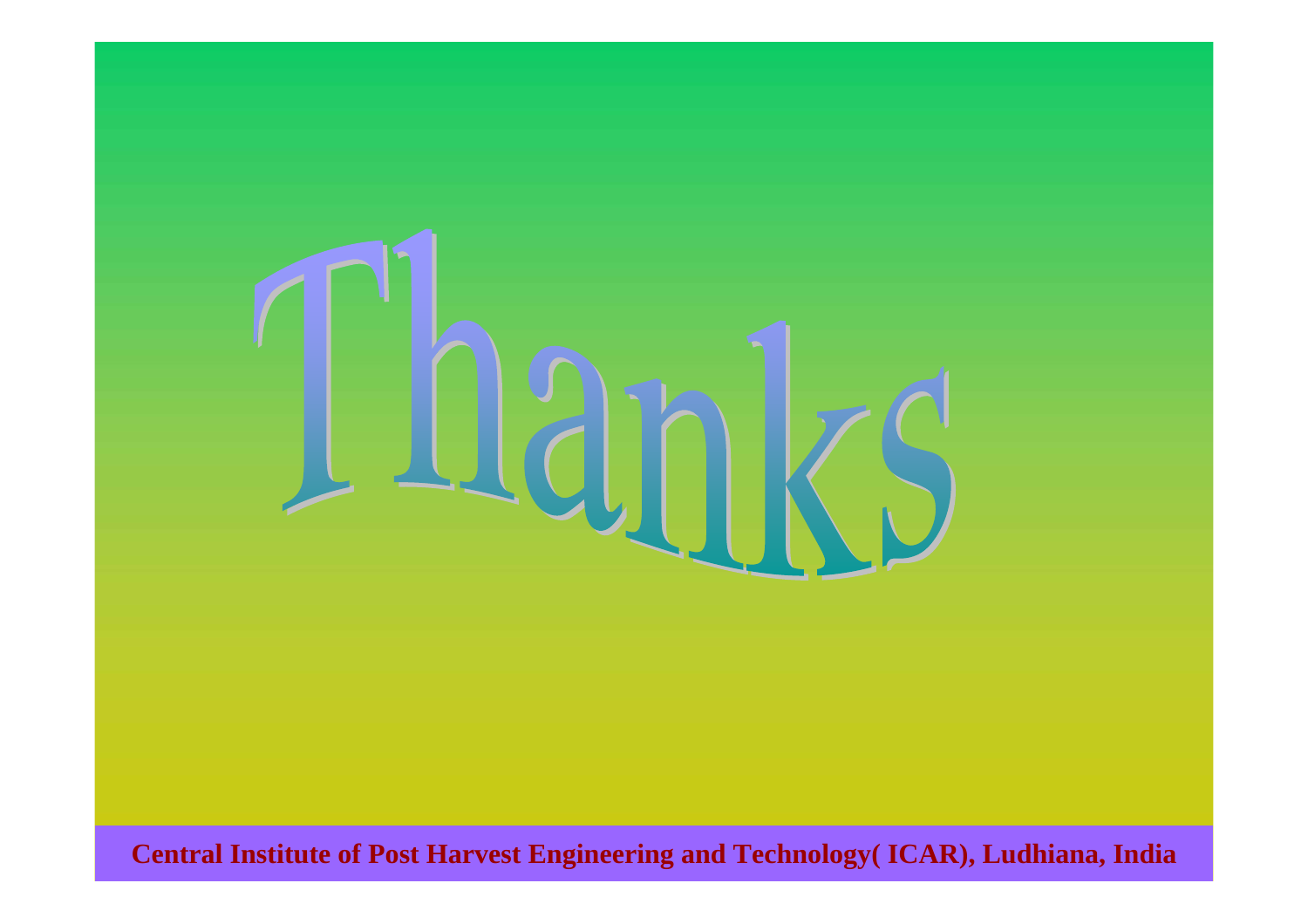# Thanks

**Central Institute of Post Harvest Engineering and Technology( ICAR), Ludhiana, India**